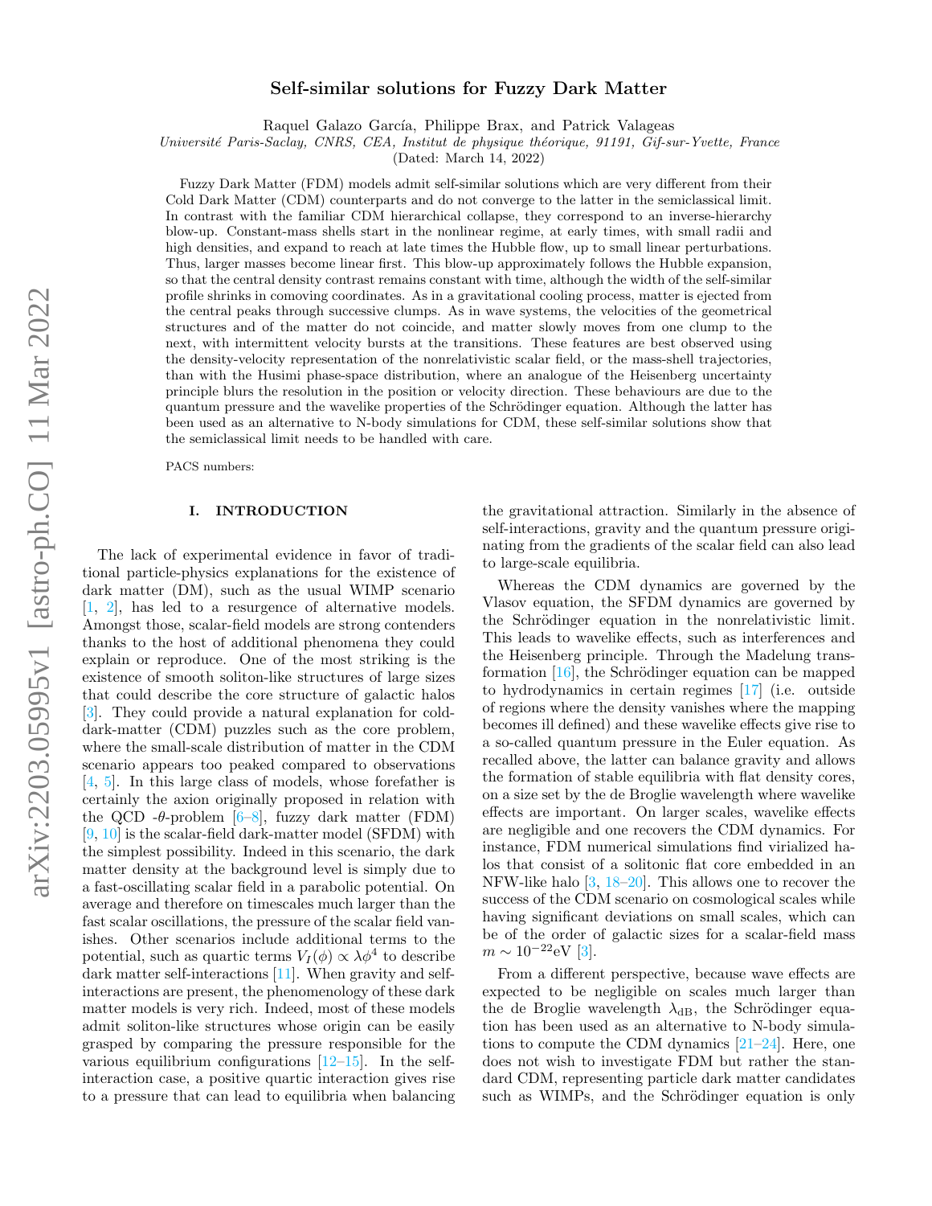# Self-similar solutions for Fuzzy Dark Matter

Raquel Galazo García, Philippe Brax, and Patrick Valageas

*Université Paris-Saclay, CNRS, CEA, Institut de physique théorique, 91191, Gif-sur-Yvette, France*

(Dated: March 14, 2022)

Fuzzy Dark Matter (FDM) models admit self-similar solutions which are very different from their Cold Dark Matter (CDM) counterparts and do not converge to the latter in the semiclassical limit. In contrast with the familiar CDM hierarchical collapse, they correspond to an inverse-hierarchy blow-up. Constant-mass shells start in the nonlinear regime, at early times, with small radii and high densities, and expand to reach at late times the Hubble flow, up to small linear perturbations. Thus, larger masses become linear first. This blow-up approximately follows the Hubble expansion, so that the central density contrast remains constant with time, although the width of the self-similar profile shrinks in comoving coordinates. As in a gravitational cooling process, matter is ejected from the central peaks through successive clumps. As in wave systems, the velocities of the geometrical structures and of the matter do not coincide, and matter slowly moves from one clump to the next, with intermittent velocity bursts at the transitions. These features are best observed using the density-velocity representation of the nonrelativistic scalar field, or the mass-shell trajectories, than with the Husimi phase-space distribution, where an analogue of the Heisenberg uncertainty principle blurs the resolution in the position or velocity direction. These behaviours are due to the quantum pressure and the wavelike properties of the Schrödinger equation. Although the latter has been used as an alternative to N-body simulations for CDM, these self-similar solutions show that the semiclassical limit needs to be handled with care.

PACS numbers:

## I. INTRODUCTION

The lack of experimental evidence in favor of traditional particle-physics explanations for the existence of dark matter (DM), such as the usual WIMP scenario [1, 2], has led to a resurgence of alternative models. Amongst those, scalar-field models are strong contenders thanks to the host of additional phenomena they could explain or reproduce. One of the most striking is the existence of smooth soliton-like structures of large sizes that could describe the core structure of galactic halos [3]. They could provide a natural explanation for cold-dark-matter (CDM) puzzles such as the core problem, where the small-scale distribution of matter in the CDM scenario appears too peaked compared to observations [4, 5]. In this large class of models, whose forefather is certainly the axion originally proposed in relation with the QCD -$\theta$-problem [6–8], fuzzy dark matter (FDM) [9, 10] is the scalar-field dark-matter model (SFDM) with the simplest possibility. Indeed in this scenario, the dark matter density at the background level is simply due to a fast-oscillating scalar field in a parabolic potential. On average and therefore on timescales much larger than the fast scalar oscillations, the pressure of the scalar field vanishes. Other scenarios include additional terms to the potential, such as quartic terms $V_I(\phi) \propto \lambda\phi^4$ to describe dark matter self-interactions [11]. When gravity and self-interactions are present, the phenomenology of these dark matter models is very rich. Indeed, most of these models admit soliton-like structures whose origin can be easily grasped by comparing the pressure responsible for the various equilibrium configurations [12–15]. In the self-interaction case, a positive quartic interaction gives rise to a pressure that can lead to equilibria when balancing the gravitational attraction. Similarly in the absence of self-interactions, gravity and the quantum pressure originating from the gradients of the scalar field can also lead to large-scale equilibria.

Whereas the CDM dynamics are governed by the Vlasov equation, the SFDM dynamics are governed by the Schrödinger equation in the nonrelativistic limit. This leads to wavelike effects, such as interferences and the Heisenberg principle. Through the Madelung transformation [16], the Schrödinger equation can be mapped to hydrodynamics in certain regimes [17] (i.e. outside of regions where the density vanishes where the mapping becomes ill defined) and these wavelike effects give rise to a so-called quantum pressure in the Euler equation. As recalled above, the latter can balance gravity and allows the formation of stable equilibria with flat density cores, on a size set by the de Broglie wavelength where wavelike effects are important. On larger scales, wavelike effects are negligible and one recovers the CDM dynamics. For instance, FDM numerical simulations find virialized halos that consist of a solitonic flat core embedded in an NFW-like halo [3, 18–20]. This allows one to recover the success of the CDM scenario on cosmological scales while having significant deviations on small scales, which can be of the order of galactic sizes for a scalar-field mass $m \sim 10^{-22}$eV [3].

From a different perspective, because wave effects are expected to be negligible on scales much larger than the de Broglie wavelength $\lambda_{\rm dB}$, the Schrödinger equation has been used as an alternative to N-body simulations to compute the CDM dynamics [21–24]. Here, one does not wish to investigate FDM but rather the standard CDM, representing particle dark matter candidates such as WIMPs, and the Schrödinger equation is only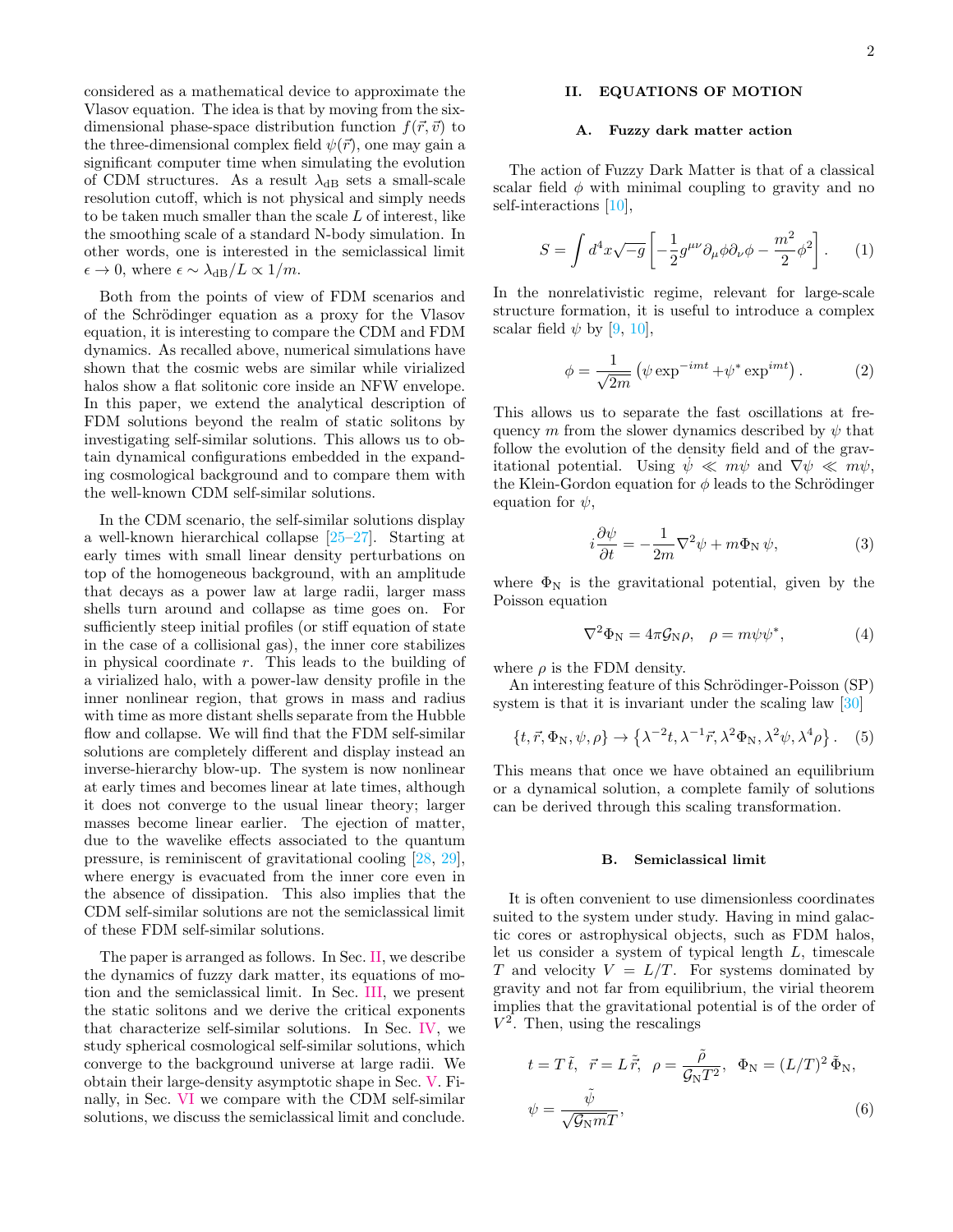considered as a mathematical device to approximate the Vlasov equation. The idea is that by moving from the six-dimensional phase-space distribution function $f(\vec{r},\vec{v})$ to the three-dimensional complex field $\psi(\vec{r})$, one may gain a significant computer time when simulating the evolution of CDM structures. As a result $\lambda_{\rm dB}$ sets a small-scale resolution cutoff, which is not physical and simply needs to be taken much smaller than the scale $L$ of interest, like the smoothing scale of a standard N-body simulation. In other words, one is interested in the semiclassical limit $\epsilon \to 0$, where $\epsilon \sim \lambda_{\rm dB}/L \propto 1/m$.

Both from the points of view of FDM scenarios and of the Schrödinger equation as a proxy for the Vlasov equation, it is interesting to compare the CDM and FDM dynamics. As recalled above, numerical simulations have shown that the cosmic webs are similar while virialized halos show a flat solitonic core inside an NFW envelope. In this paper, we extend the analytical description of FDM solutions beyond the realm of static solitons by investigating self-similar solutions. This allows us to obtain dynamical configurations embedded in the expanding cosmological background and to compare them with the well-known CDM self-similar solutions.

In the CDM scenario, the self-similar solutions display a well-known hierarchical collapse [25–27]. Starting at early times with small linear density perturbations on top of the homogeneous background, with an amplitude that decays as a power law at large radii, larger mass shells turn around and collapse as time goes on. For sufficiently steep initial profiles (or stiff equation of state in the case of a collisional gas), the inner core stabilizes in physical coordinate $r$. This leads to the building of a virialized halo, with a power-law density profile in the inner nonlinear region, that grows in mass and radius with time as more distant shells separate from the Hubble flow and collapse. We will find that the FDM self-similar solutions are completely different and display instead an inverse-hierarchy blow-up. The system is now nonlinear at early times and becomes linear at late times, although it does not converge to the usual linear theory; larger masses become linear earlier. The ejection of matter, due to the wavelike effects associated to the quantum pressure, is reminiscent of gravitational cooling [28, 29], where energy is evacuated from the inner core even in the absence of dissipation. This also implies that the CDM self-similar solutions are not the semiclassical limit of these FDM self-similar solutions.

The paper is arranged as follows. In Sec. II, we describe the dynamics of fuzzy dark matter, its equations of motion and the semiclassical limit. In Sec. III, we present the static solitons and we derive the critical exponents that characterize self-similar solutions. In Sec. IV, we study spherical cosmological self-similar solutions, which converge to the background universe at large radii. We obtain their large-density asymptotic shape in Sec. V. Finally, in Sec. VI we compare with the CDM self-similar solutions, we discuss the semiclassical limit and conclude.

## II. EQUATIONS OF MOTION

### A. Fuzzy dark matter action

The action of Fuzzy Dark Matter is that of a classical scalar field $\phi$ with minimal coupling to gravity and no self-interactions [10],

$$S = \int d^4x \sqrt{-g} \left[ -\frac{1}{2} g^{\mu\nu} \partial_\mu \phi \partial_\nu \phi - \frac{m^2}{2} \phi^2 \right]. \quad (1)$$

In the nonrelativistic regime, relevant for large-scale structure formation, it is useful to introduce a complex scalar field $\psi$ by [9, 10],

$$\phi = \frac{1}{\sqrt{2m}} \left( \psi \exp^{-imt} + \psi^* \exp^{imt} \right). \quad (2)$$

This allows us to separate the fast oscillations at frequency $m$ from the slower dynamics described by $\psi$ that follow the evolution of the density field and of the gravitational potential. Using $\dot{\psi} \ll m\psi$ and $\nabla\psi \ll m\psi$, the Klein-Gordon equation for $\phi$ leads to the Schrödinger equation for $\psi$,

$$i \frac{\partial \psi}{\partial t} = -\frac{1}{2m} \nabla^2 \psi + m \Phi_{\rm N} \psi, \quad (3)$$

where $\Phi_{\rm N}$ is the gravitational potential, given by the Poisson equation

$$\nabla^2 \Phi_{\rm N} = 4\pi \mathcal{G}_{\rm N} \rho, \quad \rho = m \psi \psi^*, \quad (4)$$

where $\rho$ is the FDM density.

An interesting feature of this Schrödinger-Poisson (SP) system is that it is invariant under the scaling law [30]

$$\{t, \vec{r}, \Phi_{\rm N}, \psi, \rho\} \to \left\{ \lambda^{-2} t, \lambda^{-1} \vec{r}, \lambda^2 \Phi_{\rm N}, \lambda^2 \psi, \lambda^4 \rho \right\}. \quad (5)$$

This means that once we have obtained an equilibrium or a dynamical solution, a complete family of solutions can be derived through this scaling transformation.

### B. Semiclassical limit

It is often convenient to use dimensionless coordinates suited to the system under study. Having in mind galactic cores or astrophysical objects, such as FDM halos, let us consider a system of typical length $L$, timescale $T$ and velocity $V = L/T$. For systems dominated by gravity and not far from equilibrium, the virial theorem implies that the gravitational potential is of the order of $V^2$. Then, using the rescalings

$$t = T\,\tilde{t}, \quad \vec{r} = L\,\tilde{\vec{r}}, \quad \rho = \frac{\tilde{\rho}}{\mathcal{G}_{\rm N} T^2}, \quad \Phi_{\rm N} = (L/T)^2\,\tilde{\Phi}_{\rm N},$$
$$\psi = \frac{\tilde{\psi}}{\sqrt{\mathcal{G}_{\rm N} m} T}, \quad (6)$$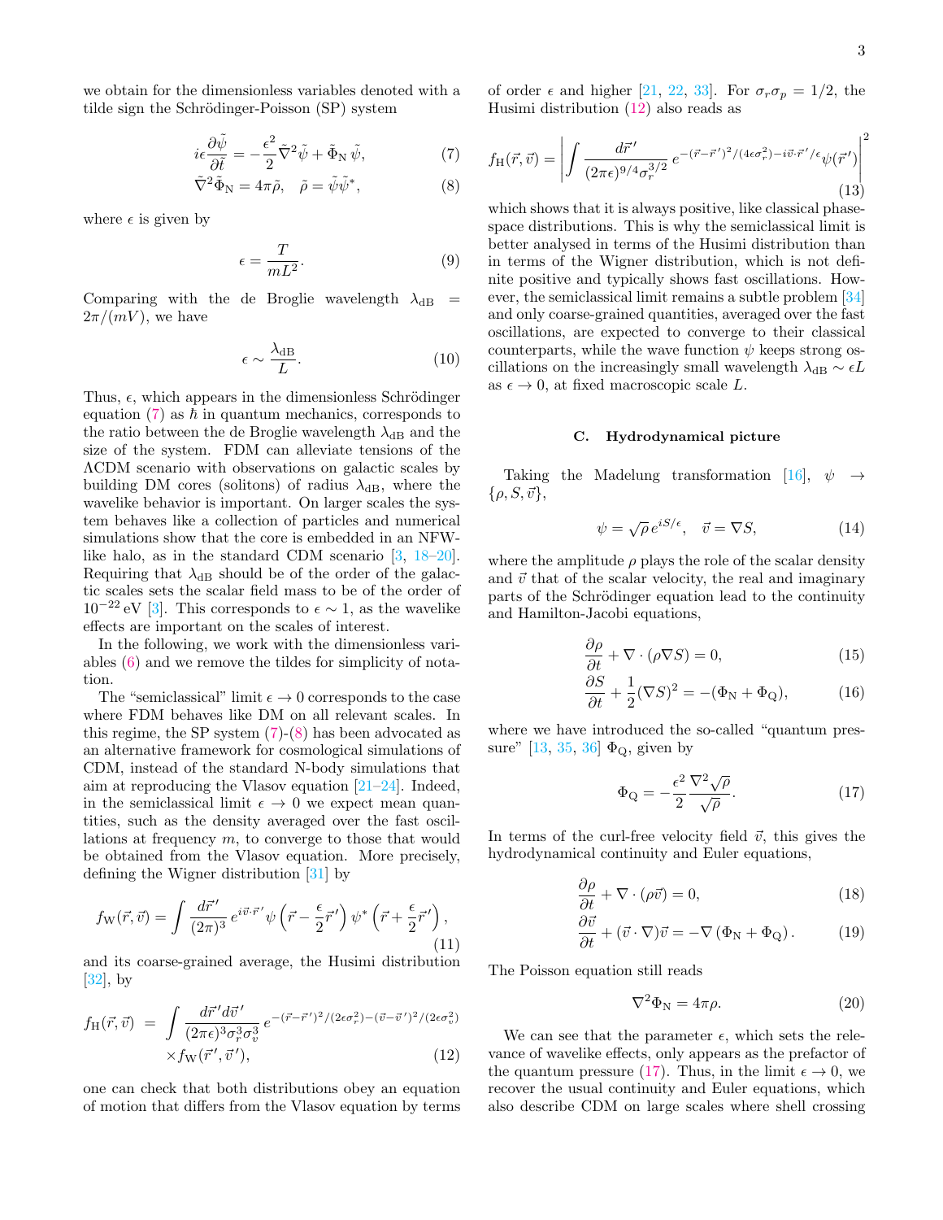we obtain for the dimensionless variables denoted with a tilde sign the Schrödinger-Poisson (SP) system

$$i\epsilon \frac{\partial \tilde{\psi}}{\partial \tilde{t}} = -\frac{\epsilon^2}{2}\tilde{\nabla}^2\tilde{\psi} + \tilde{\Phi}_{\rm N}\,\tilde{\psi}, \tag{7}$$

$$\tilde{\nabla}^2\tilde{\Phi}_{\rm N} = 4\pi\tilde{\rho}, \quad \tilde{\rho} = \tilde{\psi}\tilde{\psi}^*, \tag{8}$$

where $\epsilon$ is given by

$$\epsilon = \frac{T}{mL^2}. \tag{9}$$

Comparing with the de Broglie wavelength $\lambda_{\rm dB} = 2\pi/(mV)$, we have

$$\epsilon \sim \frac{\lambda_{\rm dB}}{L}. \tag{10}$$

Thus, $\epsilon$, which appears in the dimensionless Schrödinger equation (7) as $\hbar$ in quantum mechanics, corresponds to the ratio between the de Broglie wavelength $\lambda_{\rm dB}$ and the size of the system. FDM can alleviate tensions of the $\Lambda$CDM scenario with observations on galactic scales by building DM cores (solitons) of radius $\lambda_{\rm dB}$, where the wavelike behavior is important. On larger scales the system behaves like a collection of particles and numerical simulations show that the core is embedded in an NFW-like halo, as in the standard CDM scenario [3, 18–20]. Requiring that $\lambda_{\rm dB}$ should be of the order of the galactic scales sets the scalar field mass to be of the order of $10^{-22}$ eV [3]. This corresponds to $\epsilon \sim 1$, as the wavelike effects are important on the scales of interest.

In the following, we work with the dimensionless variables (6) and we remove the tildes for simplicity of notation.

The "semiclassical" limit $\epsilon \to 0$ corresponds to the case where FDM behaves like DM on all relevant scales. In this regime, the SP system (7)-(8) has been advocated as an alternative framework for cosmological simulations of CDM, instead of the standard N-body simulations that aim at reproducing the Vlasov equation [21–24]. Indeed, in the semiclassical limit $\epsilon \to 0$ we expect mean quantities, such as the density averaged over the fast oscillations at frequency $m$, to converge to those that would be obtained from the Vlasov equation. More precisely, defining the Wigner distribution [31] by

$$f_{\rm W}(\vec{r},\vec{v}) = \int \frac{d\vec{r}'}{(2\pi)^3}\, e^{i\vec{v}\cdot\vec{r}'}\,\psi\left(\vec{r}-\frac{\epsilon}{2}\vec{r}'\right)\psi^*\left(\vec{r}+\frac{\epsilon}{2}\vec{r}'\right), \tag{11}$$

and its coarse-grained average, the Husimi distribution [32], by

$$f_{\rm H}(\vec{r},\vec{v}) = \int \frac{d\vec{r}'d\vec{v}'}{(2\pi\epsilon)^3\sigma_r^3\sigma_v^3}\, e^{-(\vec{r}-\vec{r}')^2/(2\epsilon\sigma_r^2)-(\vec{v}-\vec{v}')^2/(2\epsilon\sigma_v^2)} \times f_{\rm W}(\vec{r}',\vec{v}'), \tag{12}$$

one can check that both distributions obey an equation of motion that differs from the Vlasov equation by terms of order $\epsilon$ and higher [21, 22, 33]. For $\sigma_r\sigma_p = 1/2$, the Husimi distribution (12) also reads as

$$f_{\rm H}(\vec{r},\vec{v}) = \left| \int \frac{d\vec{r}'}{(2\pi\epsilon)^{9/4}\sigma_r^{3/2}}\, e^{-(\vec{r}-\vec{r}')^2/(4\epsilon\sigma_r^2)-i\vec{v}\cdot\vec{r}'/\epsilon}\psi(\vec{r}') \right|^2 \tag{13}$$

which shows that it is always positive, like classical phase-space distributions. This is why the semiclassical limit is better analysed in terms of the Husimi distribution than in terms of the Wigner distribution, which is not definite positive and typically shows fast oscillations. However, the semiclassical limit remains a subtle problem [34] and only coarse-grained quantities, averaged over the fast oscillations, are expected to converge to their classical counterparts, while the wave function $\psi$ keeps strong oscillations on the increasingly small wavelength $\lambda_{\rm dB} \sim \epsilon L$ as $\epsilon \to 0$, at fixed macroscopic scale $L$.

### C. Hydrodynamical picture

Taking the Madelung transformation [16], $\psi \to \{\rho, S, \vec{v}\}$,

$$\psi = \sqrt{\rho}\, e^{iS/\epsilon}, \quad \vec{v} = \nabla S, \tag{14}$$

where the amplitude $\rho$ plays the role of the scalar density and $\vec{v}$ that of the scalar velocity, the real and imaginary parts of the Schrödinger equation lead to the continuity and Hamilton-Jacobi equations,

$$\frac{\partial \rho}{\partial t} + \nabla\cdot(\rho\nabla S) = 0, \tag{15}$$

$$\frac{\partial S}{\partial t} + \frac{1}{2}(\nabla S)^2 = -(\Phi_{\rm N} + \Phi_{\rm Q}), \tag{16}$$

where we have introduced the so-called "quantum pressure" [13, 35, 36] $\Phi_{\rm Q}$, given by

$$\Phi_{\rm Q} = -\frac{\epsilon^2}{2}\frac{\nabla^2\sqrt{\rho}}{\sqrt{\rho}}. \tag{17}$$

In terms of the curl-free velocity field $\vec{v}$, this gives the hydrodynamical continuity and Euler equations,

$$\frac{\partial \rho}{\partial t} + \nabla\cdot(\rho\vec{v}) = 0, \tag{18}$$

$$\frac{\partial \vec{v}}{\partial t} + (\vec{v}\cdot\nabla)\vec{v} = -\nabla\left(\Phi_{\rm N} + \Phi_{\rm Q}\right). \tag{19}$$

The Poisson equation still reads

$$\nabla^2\Phi_{\rm N} = 4\pi\rho. \tag{20}$$

We can see that the parameter $\epsilon$, which sets the relevance of wavelike effects, only appears as the prefactor of the quantum pressure (17). Thus, in the limit $\epsilon \to 0$, we recover the usual continuity and Euler equations, which also describe CDM on large scales where shell crossing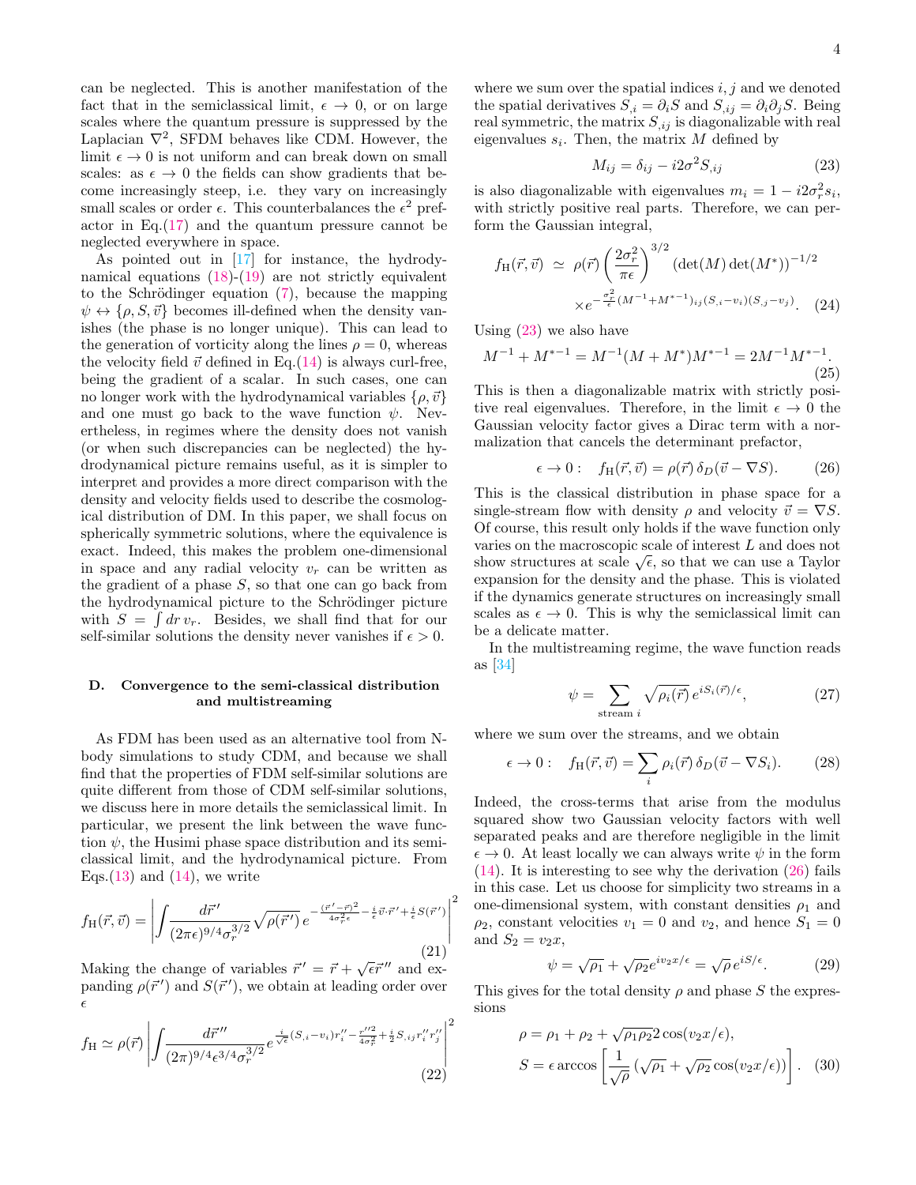can be neglected. This is another manifestation of the fact that in the semiclassical limit, $\epsilon \to 0$, or on large scales where the quantum pressure is suppressed by the Laplacian $\nabla^2$, SFDM behaves like CDM. However, the limit $\epsilon \to 0$ is not uniform and can break down on small scales: as $\epsilon \to 0$ the fields can show gradients that become increasingly steep, i.e. they vary on increasingly small scales or order $\epsilon$. This counterbalances the $\epsilon^2$ prefactor in Eq.(17) and the quantum pressure cannot be neglected everywhere in space.

As pointed out in [17] for instance, the hydrodynamical equations (18)-(19) are not strictly equivalent to the Schrödinger equation (7), because the mapping $\psi \leftrightarrow \{\rho, S, \vec{v}\}$ becomes ill-defined when the density vanishes (the phase is no longer unique). This can lead to the generation of vorticity along the lines $\rho = 0$, whereas the velocity field $\vec{v}$ defined in Eq.(14) is always curl-free, being the gradient of a scalar. In such cases, one can no longer work with the hydrodynamical variables $\{\rho, \vec{v}\}$ and one must go back to the wave function $\psi$. Nevertheless, in regimes where the density does not vanish (or when such discrepancies can be neglected) the hydrodynamical picture remains useful, as it is simpler to interpret and provides a more direct comparison with the density and velocity fields used to describe the cosmological distribution of DM. In this paper, we shall focus on spherically symmetric solutions, where the equivalence is exact. Indeed, this makes the problem one-dimensional in space and any radial velocity $v_r$ can be written as the gradient of a phase $S$, so that one can go back from the hydrodynamical picture to the Schrödinger picture with $S = \int dr\, v_r$. Besides, we shall find that for our self-similar solutions the density never vanishes if $\epsilon > 0$.

### D. Convergence to the semi-classical distribution and multistreaming

As FDM has been used as an alternative tool from N-body simulations to study CDM, and because we shall find that the properties of FDM self-similar solutions are quite different from those of CDM self-similar solutions, we discuss here in more details the semiclassical limit. In particular, we present the link between the wave function $\psi$, the Husimi phase space distribution and its semi-classical limit, and the hydrodynamical picture. From Eqs.(13) and (14), we write

$$f_{\rm H}(\vec{r}, \vec{v}) = \left| \int \frac{d\vec{r}'}{(2\pi\epsilon)^{9/4}\sigma_r^{3/2}} \sqrt{\rho(\vec{r}')}\, e^{-\frac{(\vec{r}'-\vec{r})^2}{4\sigma_r^2\epsilon} - \frac{i}{\epsilon}\vec{v}\cdot\vec{r}' + \frac{i}{\epsilon}S(\vec{r}')} \right|^2 \tag{21}$$

Making the change of variables $\vec{r}' = \vec{r} + \sqrt{\epsilon}\vec{r}''$ and expanding $\rho(\vec{r}')$ and $S(\vec{r}')$, we obtain at leading order over $\epsilon$

$$f_{\rm H} \simeq \rho(\vec{r}) \left| \int \frac{d\vec{r}''}{(2\pi)^{9/4}\epsilon^{3/4}\sigma_r^{3/2}} e^{\frac{i}{\sqrt{\epsilon}}(S_{,i}-v_i)r_i'' - \frac{r''^2}{4\sigma_r^2} + \frac{i}{2}S_{,ij}r_i''r_j''} \right|^2 \tag{22}$$

where we sum over the spatial indices $i, j$ and we denoted the spatial derivatives $S_{,i} = \partial_i S$ and $S_{,ij} = \partial_i \partial_j S$. Being real symmetric, the matrix $S_{,ij}$ is diagonalizable with real eigenvalues $s_i$. Then, the matrix $M$ defined by

$$M_{ij} = \delta_{ij} - i2\sigma^2 S_{,ij} \tag{23}$$

is also diagonalizable with eigenvalues $m_i = 1 - i2\sigma_r^2 s_i$, with strictly positive real parts. Therefore, we can perform the Gaussian integral,

$$f_{\rm H}(\vec{r}, \vec{v}) \simeq \rho(\vec{r}) \left( \frac{2\sigma_r^2}{\pi\epsilon} \right)^{3/2} (\det(M)\det(M^*))^{-1/2} \times e^{-\frac{\sigma_r^2}{\epsilon}(M^{-1}+M^{*-1})_{ij}(S_{,i}-v_i)(S_{,j}-v_j)}. \tag{24}$$

Using (23) we also have

$$M^{-1} + M^{*-1} = M^{-1}(M + M^*)M^{*-1} = 2M^{-1}M^{*-1}. \tag{25}$$

This is then a diagonalizable matrix with strictly positive real eigenvalues. Therefore, in the limit $\epsilon \to 0$ the Gaussian velocity factor gives a Dirac term with a normalization that cancels the determinant prefactor,

$$\epsilon \to 0: \quad f_{\rm H}(\vec{r}, \vec{v}) = \rho(\vec{r})\, \delta_D(\vec{v} - \nabla S). \tag{26}$$

This is the classical distribution in phase space for a single-stream flow with density $\rho$ and velocity $\vec{v} = \nabla S$. Of course, this result only holds if the wave function only varies on the macroscopic scale of interest $L$ and does not show structures at scale $\sqrt{\epsilon}$, so that we can use a Taylor expansion for the density and the phase. This is violated if the dynamics generate structures on increasingly small scales as $\epsilon \to 0$. This is why the semiclassical limit can be a delicate matter.

In the multistreaming regime, the wave function reads as [34]

$$\psi = \sum_{\text{stream } i} \sqrt{\rho_i(\vec{r})}\, e^{iS_i(\vec{r})/\epsilon}, \tag{27}$$

where we sum over the streams, and we obtain

$$\epsilon \to 0: \quad f_{\rm H}(\vec{r}, \vec{v}) = \sum_i \rho_i(\vec{r})\, \delta_D(\vec{v} - \nabla S_i). \tag{28}$$

Indeed, the cross-terms that arise from the modulus squared show two Gaussian velocity factors with well separated peaks and are therefore negligible in the limit $\epsilon \to 0$. At least locally we can always write $\psi$ in the form (14). It is interesting to see why the derivation (26) fails in this case. Let us choose for simplicity two streams in a one-dimensional system, with constant densities $\rho_1$ and $\rho_2$, constant velocities $v_1 = 0$ and $v_2$, and hence $S_1 = 0$ and $S_2 = v_2 x$,

$$\psi = \sqrt{\rho_1} + \sqrt{\rho_2} e^{iv_2 x/\epsilon} = \sqrt{\rho}\, e^{iS/\epsilon}. \tag{29}$$

This gives for the total density $\rho$ and phase $S$ the expressions

$$\rho = \rho_1 + \rho_2 + \sqrt{\rho_1\rho_2}2\cos(v_2 x/\epsilon),$$
$$S = \epsilon \arccos\left[ \frac{1}{\sqrt{\rho}} \left( \sqrt{\rho_1} + \sqrt{\rho_2}\cos(v_2 x/\epsilon) \right) \right]. \tag{30}$$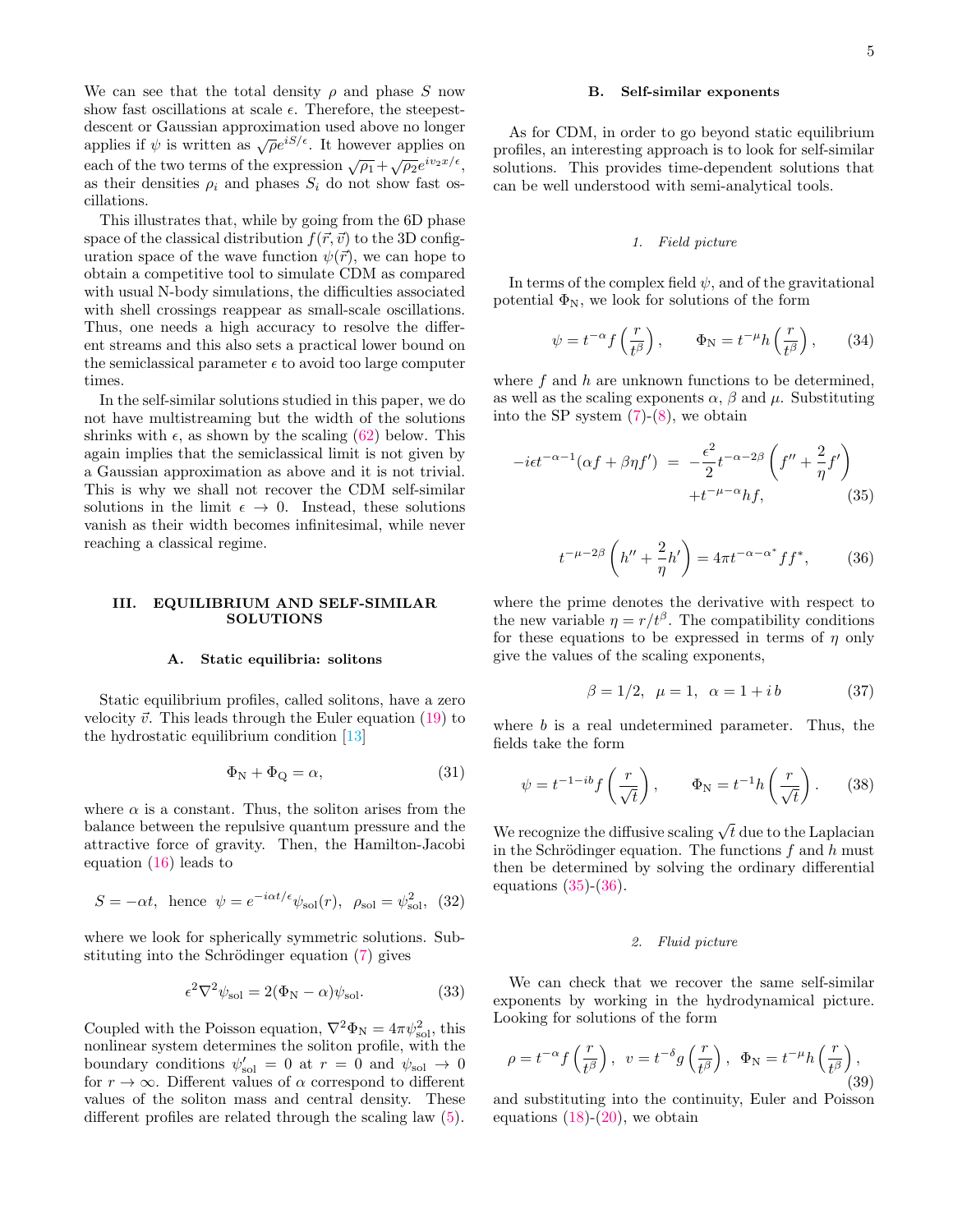We can see that the total density $\rho$ and phase $S$ now show fast oscillations at scale $\epsilon$. Therefore, the steepest-descent or Gaussian approximation used above no longer applies if $\psi$ is written as $\sqrt{\rho}e^{iS/\epsilon}$. It however applies on each of the two terms of the expression $\sqrt{\rho_1}+\sqrt{\rho_2}e^{iv_2x/\epsilon}$, as their densities $\rho_i$ and phases $S_i$ do not show fast oscillations.

This illustrates that, while by going from the 6D phase space of the classical distribution $f(\vec{r},\vec{v})$ to the 3D configuration space of the wave function $\psi(\vec{r})$, we can hope to obtain a competitive tool to simulate CDM as compared with usual N-body simulations, the difficulties associated with shell crossings reappear as small-scale oscillations. Thus, one needs a high accuracy to resolve the different streams and this also sets a practical lower bound on the semiclassical parameter $\epsilon$ to avoid too large computer times.

In the self-similar solutions studied in this paper, we do not have multistreaming but the width of the solutions shrinks with $\epsilon$, as shown by the scaling (62) below. This again implies that the semiclassical limit is not given by a Gaussian approximation as above and it is not trivial. This is why we shall not recover the CDM self-similar solutions in the limit $\epsilon \to 0$. Instead, these solutions vanish as their width becomes infinitesimal, while never reaching a classical regime.

## III. EQUILIBRIUM AND SELF-SIMILAR SOLUTIONS

### A. Static equilibria: solitons

Static equilibrium profiles, called solitons, have a zero velocity $\vec{v}$. This leads through the Euler equation (19) to the hydrostatic equilibrium condition [13]

$$\Phi_{\rm N} + \Phi_{\rm Q} = \alpha, \tag{31}$$

where $\alpha$ is a constant. Thus, the soliton arises from the balance between the repulsive quantum pressure and the attractive force of gravity. Then, the Hamilton-Jacobi equation (16) leads to

$$S = -\alpha t, \;\; \text{hence} \;\; \psi = e^{-i\alpha t/\epsilon}\psi_{\rm sol}(r), \;\; \rho_{\rm sol} = \psi_{\rm sol}^2, \tag{32}$$

where we look for spherically symmetric solutions. Substituting into the Schrödinger equation (7) gives

$$\epsilon^2 \nabla^2 \psi_{\rm sol} = 2(\Phi_{\rm N} - \alpha)\psi_{\rm sol}. \tag{33}$$

Coupled with the Poisson equation, $\nabla^2\Phi_{\rm N} = 4\pi\psi_{\rm sol}^2$, this nonlinear system determines the soliton profile, with the boundary conditions $\psi'_{\rm sol} = 0$ at $r=0$ and $\psi_{\rm sol} \to 0$ for $r \to \infty$. Different values of $\alpha$ correspond to different values of the soliton mass and central density. These different profiles are related through the scaling law (5).

### B. Self-similar exponents

As for CDM, in order to go beyond static equilibrium profiles, an interesting approach is to look for self-similar solutions. This provides time-dependent solutions that can be well understood with semi-analytical tools.

#### 1. Field picture

In terms of the complex field $\psi$, and of the gravitational potential $\Phi_{\rm N}$, we look for solutions of the form

$$\psi = t^{-\alpha} f\left(\frac{r}{t^\beta}\right), \qquad \Phi_{\rm N} = t^{-\mu} h\left(\frac{r}{t^\beta}\right), \tag{34}$$

where $f$ and $h$ are unknown functions to be determined, as well as the scaling exponents $\alpha$, $\beta$ and $\mu$. Substituting into the SP system (7)-(8), we obtain

$$\begin{aligned} -i\epsilon t^{-\alpha-1}(\alpha f + \beta\eta f') \;&=\; -\frac{\epsilon^2}{2} t^{-\alpha-2\beta}\left(f'' + \frac{2}{\eta}f'\right) \\ &\quad + t^{-\mu-\alpha} h f, \end{aligned} \tag{35}$$

$$t^{-\mu-2\beta}\left(h'' + \frac{2}{\eta}h'\right) = 4\pi t^{-\alpha-\alpha^*} f f^*, \tag{36}$$

where the prime denotes the derivative with respect to the new variable $\eta = r/t^\beta$. The compatibility conditions for these equations to be expressed in terms of $\eta$ only give the values of the scaling exponents,

$$\beta = 1/2, \;\; \mu = 1, \;\; \alpha = 1 + i\,b \tag{37}$$

where $b$ is a real undetermined parameter. Thus, the fields take the form

$$\psi = t^{-1-ib} f\left(\frac{r}{\sqrt{t}}\right), \qquad \Phi_{\rm N} = t^{-1} h\left(\frac{r}{\sqrt{t}}\right). \tag{38}$$

We recognize the diffusive scaling $\sqrt{t}$ due to the Laplacian in the Schrödinger equation. The functions $f$ and $h$ must then be determined by solving the ordinary differential equations (35)-(36).

#### 2. Fluid picture

We can check that we recover the same self-similar exponents by working in the hydrodynamical picture. Looking for solutions of the form

$$\rho = t^{-\alpha} f\left(\frac{r}{t^\beta}\right), \;\; v = t^{-\delta} g\left(\frac{r}{t^\beta}\right), \;\; \Phi_{\rm N} = t^{-\mu} h\left(\frac{r}{t^\beta}\right), \tag{39}$$

and substituting into the continuity, Euler and Poisson equations (18)-(20), we obtain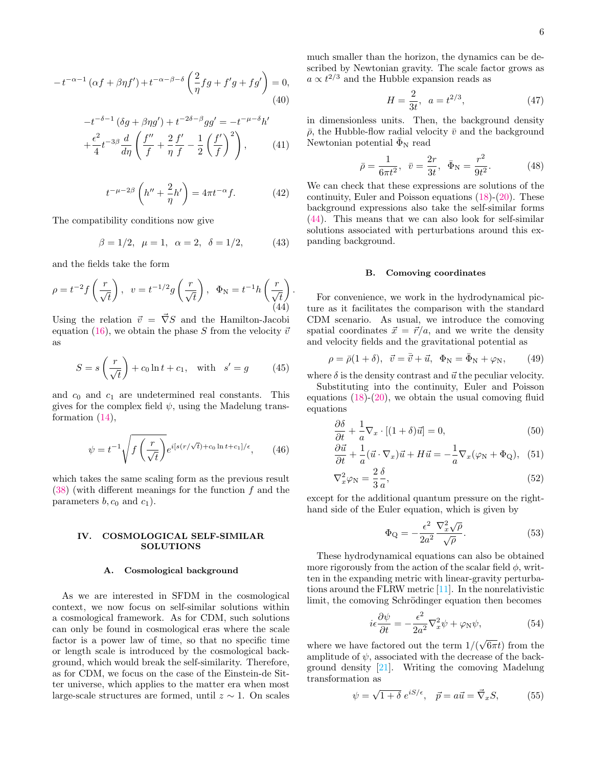$$-t^{-\alpha-1}(\alpha f+\beta\eta f')+t^{-\alpha-\beta-\delta}\left(\frac{2}{\eta}fg+f'g+fg'\right)=0, \tag{40}$$

$$-t^{-\delta-1}(\delta g+\beta\eta g')+t^{-2\delta-\beta}gg'=-t^{-\mu-\delta}h' + \frac{\epsilon^2}{4}t^{-3\beta}\frac{d}{d\eta}\left(\frac{f''}{f}+\frac{2}{\eta}\frac{f'}{f}-\frac{1}{2}\left(\frac{f'}{f}\right)^2\right), \tag{41}$$

$$t^{-\mu-2\beta}\left(h''+\frac{2}{\eta}h'\right)=4\pi t^{-\alpha}f. \tag{42}$$

The compatibility conditions now give

$$\beta=1/2,\ \ \mu=1,\ \ \alpha=2,\ \ \delta=1/2, \tag{43}$$

and the fields take the form

$$\rho=t^{-2}f\left(\frac{r}{\sqrt{t}}\right),\ \ v=t^{-1/2}g\left(\frac{r}{\sqrt{t}}\right),\ \ \Phi_{\rm N}=t^{-1}h\left(\frac{r}{\sqrt{t}}\right). \tag{44}$$

Using the relation $\vec{v}=\vec{\nabla}S$ and the Hamilton-Jacobi equation (16), we obtain the phase $S$ from the velocity $\vec{v}$ as

$$S=s\left(\frac{r}{\sqrt{t}}\right)+c_0\ln t+c_1,\quad \text{with}\quad s'=g \tag{45}$$

and $c_0$ and $c_1$ are undetermined real constants. This gives for the complex field $\psi$, using the Madelung transformation (14),

$$\psi=t^{-1}\sqrt{f\left(\frac{r}{\sqrt{t}}\right)}e^{i[s(r/\sqrt{t})+c_0\ln t+c_1]/\epsilon}, \tag{46}$$

which takes the same scaling form as the previous result (38) (with different meanings for the function $f$ and the parameters $b, c_0$ and $c_1$).

## IV. COSMOLOGICAL SELF-SIMILAR SOLUTIONS

### A. Cosmological background

As we are interested in SFDM in the cosmological context, we now focus on self-similar solutions within a cosmological framework. As for CDM, such solutions can only be found in cosmological eras where the scale factor is a power law of time, so that no specific time or length scale is introduced by the cosmological background, which would break the self-similarity. Therefore, as for CDM, we focus on the case of the Einstein-de Sitter universe, which applies to the matter era when most large-scale structures are formed, until $z\sim 1$. On scales much smaller than the horizon, the dynamics can be described by Newtonian gravity. The scale factor grows as $a\propto t^{2/3}$ and the Hubble expansion reads as

$$H=\frac{2}{3t},\ \ a=t^{2/3}, \tag{47}$$

in dimensionless units. Then, the background density $\bar{\rho}$, the Hubble-flow radial velocity $\bar{v}$ and the background Newtonian potential $\bar{\Phi}_{\rm N}$ read

$$\bar{\rho}=\frac{1}{6\pi t^2},\ \ \bar{v}=\frac{2r}{3t},\ \ \bar{\Phi}_{\rm N}=\frac{r^2}{9t^2}. \tag{48}$$

We can check that these expressions are solutions of the continuity, Euler and Poisson equations (18)-(20). These background expressions also take the self-similar forms (44). This means that we can also look for self-similar solutions associated with perturbations around this expanding background.

### B. Comoving coordinates

For convenience, we work in the hydrodynamical picture as it facilitates the comparison with the standard CDM scenario. As usual, we introduce the comoving spatial coordinates $\vec{x}=\vec{r}/a$, and we write the density and velocity fields and the gravitational potential as

$$\rho=\bar{\rho}(1+\delta),\ \ \vec{v}=\bar{\vec{v}}+\vec{u},\ \ \Phi_{\rm N}=\bar{\Phi}_{\rm N}+\varphi_{\rm N}, \tag{49}$$

where $\delta$ is the density contrast and $\vec{u}$ the peculiar velocity.

Substituting into the continuity, Euler and Poisson equations (18)-(20), we obtain the usual comoving fluid equations

$$\frac{\partial\delta}{\partial t}+\frac{1}{a}\nabla_x\cdot[(1+\delta)\vec{u}]=0, \tag{50}$$

$$\frac{\partial\vec{u}}{\partial t}+\frac{1}{a}(\vec{u}\cdot\nabla_x)\vec{u}+H\vec{u}=-\frac{1}{a}\nabla_x(\varphi_{\rm N}+\Phi_{\rm Q}), \tag{51}$$

$$\nabla_x^2\varphi_{\rm N}=\frac{2}{3}\frac{\delta}{a}, \tag{52}$$

except for the additional quantum pressure on the right-hand side of the Euler equation, which is given by

$$\Phi_{\rm Q}=-\frac{\epsilon^2}{2a^2}\frac{\nabla_x^2\sqrt{\rho}}{\sqrt{\rho}}. \tag{53}$$

These hydrodynamical equations can also be obtained more rigorously from the action of the scalar field $\phi$, written in the expanding metric with linear-gravity perturbations around the FLRW metric [11]. In the nonrelativistic limit, the comoving Schrödinger equation then becomes

$$i\epsilon\frac{\partial\psi}{\partial t}=-\frac{\epsilon^2}{2a^2}\nabla_x^2\psi+\varphi_{\rm N}\psi, \tag{54}$$

where we have factored out the term $1/(\sqrt{6\pi}t)$ from the amplitude of $\psi$, associated with the decrease of the background density [21]. Writing the comoving Madelung transformation as

$$\psi=\sqrt{1+\delta}\ e^{iS/\epsilon},\quad \vec{p}=a\vec{u}=\vec{\nabla}_x S, \tag{55}$$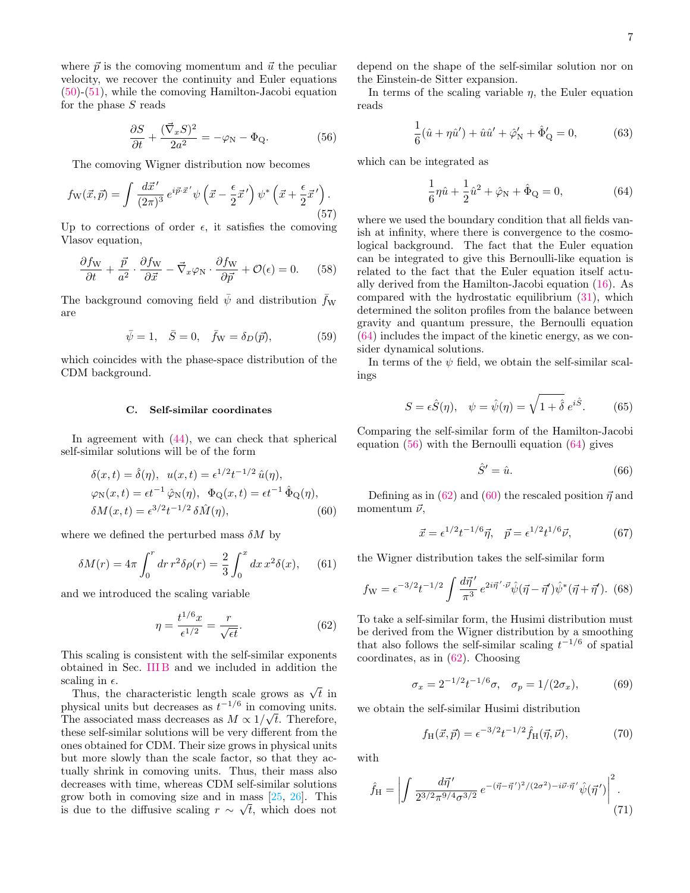where $\vec{p}$ is the comoving momentum and $\vec{u}$ the peculiar velocity, we recover the continuity and Euler equations (50)-(51), while the comoving Hamilton-Jacobi equation for the phase $S$ reads

$$\frac{\partial S}{\partial t} + \frac{(\vec{\nabla}_x S)^2}{2a^2} = -\varphi_{\rm N} - \Phi_{\rm Q}. \tag{56}$$

The comoving Wigner distribution now becomes

$$f_{\rm W}(\vec{x},\vec{p}) = \int \frac{d\vec{x}'}{(2\pi)^3} \, e^{i\vec{p}\cdot\vec{x}'} \, \psi\left(\vec{x} - \frac{\epsilon}{2}\vec{x}'\right) \psi^*\left(\vec{x} + \frac{\epsilon}{2}\vec{x}'\right). \tag{57}$$

Up to corrections of order $\epsilon$, it satisfies the comoving Vlasov equation,

$$\frac{\partial f_{\rm W}}{\partial t} + \frac{\vec{p}}{a^2} \cdot \frac{\partial f_{\rm W}}{\partial \vec{x}} - \vec{\nabla}_x \varphi_{\rm N} \cdot \frac{\partial f_{\rm W}}{\partial \vec{p}} + \mathcal{O}(\epsilon) = 0. \tag{58}$$

The background comoving field $\bar{\psi}$ and distribution $\bar{f}_{\rm W}$ are

$$\bar{\psi} = 1, \quad \bar{S} = 0, \quad \bar{f}_{\rm W} = \delta_D(\vec{p}), \tag{59}$$

which coincides with the phase-space distribution of the CDM background.

### C. Self-similar coordinates

In agreement with (44), we can check that spherical self-similar solutions will be of the form

$$\begin{aligned}
&\delta(x,t) = \hat{\delta}(\eta), \;\; u(x,t) = \epsilon^{1/2} t^{-1/2} \, \hat{u}(\eta), \\
&\varphi_{\rm N}(x,t) = \epsilon t^{-1} \, \hat{\varphi}_{\rm N}(\eta), \;\; \Phi_{\rm Q}(x,t) = \epsilon t^{-1} \, \hat{\Phi}_{\rm Q}(\eta), \\
&\delta M(x,t) = \epsilon^{3/2} t^{-1/2} \, \delta\hat{M}(\eta),
\end{aligned} \tag{60}$$

where we defined the perturbed mass $\delta M$ by

$$\delta M(r) = 4\pi \int_0^r dr \, r^2 \delta\rho(r) = \frac{2}{3} \int_0^x dx \, x^2 \delta(x), \tag{61}$$

and we introduced the scaling variable

$$\eta = \frac{t^{1/6} x}{\epsilon^{1/2}} = \frac{r}{\sqrt{\epsilon t}}. \tag{62}$$

This scaling is consistent with the self-similar exponents obtained in Sec. III B and we included in addition the scaling in $\epsilon$.

Thus, the characteristic length scale grows as $\sqrt{t}$ in physical units but decreases as $t^{-1/6}$ in comoving units. The associated mass decreases as $M \propto 1/\sqrt{t}$. Therefore, these self-similar solutions will be very different from the ones obtained for CDM. Their size grows in physical units but more slowly than the scale factor, so that they actually shrink in comoving units. Thus, their mass also decreases with time, whereas CDM self-similar solutions grow both in comoving size and in mass [25, 26]. This is due to the diffusive scaling $r \sim \sqrt{t}$, which does not depend on the shape of the self-similar solution nor on the Einstein-de Sitter expansion.

In terms of the scaling variable $\eta$, the Euler equation reads

$$\frac{1}{6}(\hat{u} + \eta\hat{u}') + \hat{u}\hat{u}' + \hat{\varphi}_{\rm N}' + \hat{\Phi}_{\rm Q}' = 0, \tag{63}$$

which can be integrated as

$$\frac{1}{6}\eta\hat{u} + \frac{1}{2}\hat{u}^2 + \hat{\varphi}_{\rm N} + \hat{\Phi}_{\rm Q} = 0, \tag{64}$$

where we used the boundary condition that all fields vanish at infinity, where there is convergence to the cosmological background. The fact that the Euler equation can be integrated to give this Bernoulli-like equation is related to the fact that the Euler equation itself actually derived from the Hamilton-Jacobi equation (16). As compared with the hydrostatic equilibrium (31), which determined the soliton profiles from the balance between gravity and quantum pressure, the Bernoulli equation (64) includes the impact of the kinetic energy, as we consider dynamical solutions.

In terms of the $\psi$ field, we obtain the self-similar scalings

$$S = \epsilon \hat{S}(\eta), \quad \psi = \hat{\psi}(\eta) = \sqrt{1+\hat{\delta}} \; e^{i\hat{S}}. \tag{65}$$

Comparing the self-similar form of the Hamilton-Jacobi equation (56) with the Bernoulli equation (64) gives

$$\hat{S}' = \hat{u}. \tag{66}$$

Defining as in (62) and (60) the rescaled position $\vec{\eta}$ and momentum $\vec{\nu}$,

$$\vec{x} = \epsilon^{1/2} t^{-1/6} \vec{\eta}, \quad \vec{p} = \epsilon^{1/2} t^{1/6} \vec{\nu}, \tag{67}$$

the Wigner distribution takes the self-similar form

$$f_{\rm W} = \epsilon^{-3/2} t^{-1/2} \int \frac{d\vec{\eta}'}{\pi^3} \, e^{2i\vec{\eta}'\cdot\vec{\nu}} \hat{\psi}(\vec{\eta} - \vec{\eta}') \hat{\psi}^*(\vec{\eta} + \vec{\eta}'). \tag{68}$$

To take a self-similar form, the Husimi distribution must be derived from the Wigner distribution by a smoothing that also follows the self-similar scaling $t^{-1/6}$ of spatial coordinates, as in (62). Choosing

$$\sigma_x = 2^{-1/2} t^{-1/6} \sigma, \quad \sigma_p = 1/(2\sigma_x), \tag{69}$$

we obtain the self-similar Husimi distribution

$$f_{\rm H}(\vec{x},\vec{p}) = \epsilon^{-3/2} t^{-1/2} \hat{f}_{\rm H}(\vec{\eta},\vec{\nu}), \tag{70}$$

with

$$\hat{f}_{\rm H} = \left| \int \frac{d\vec{\eta}'}{2^{3/2}\pi^{9/4}\sigma^{3/2}} \, e^{-(\vec{\eta}-\vec{\eta}')^2/(2\sigma^2) - i\vec{\nu}\cdot\vec{\eta}'} \, \hat{\psi}(\vec{\eta}') \right|^2. \tag{71}$$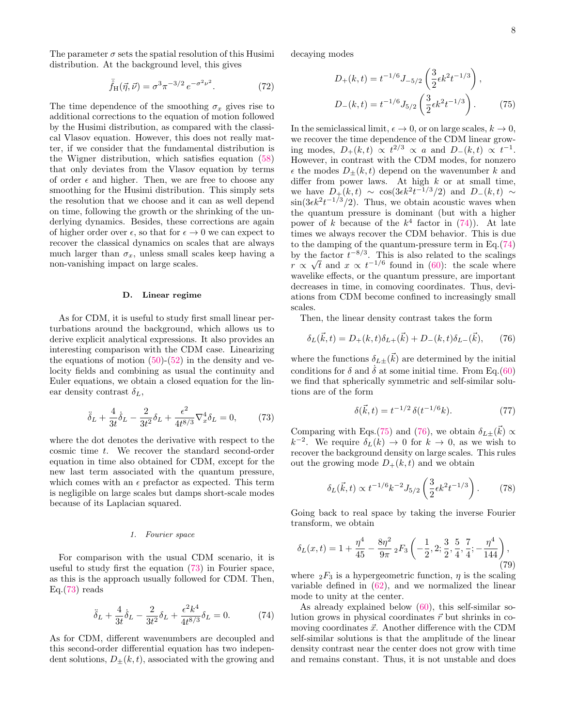The parameter $\sigma$ sets the spatial resolution of this Husimi distribution. At the background level, this gives

$$\bar{\tilde{f}}_{\rm H}(\vec{\eta},\vec{\nu}) = \sigma^3 \pi^{-3/2}\, e^{-\sigma^2\nu^2}. \tag{72}$$

The time dependence of the smoothing $\sigma_x$ gives rise to additional corrections to the equation of motion followed by the Husimi distribution, as compared with the classical Vlasov equation. However, this does not really matter, if we consider that the fundamental distribution is the Wigner distribution, which satisfies equation (58) that only deviates from the Vlasov equation by terms of order $\epsilon$ and higher. Then, we are free to choose any smoothing for the Husimi distribution. This simply sets the resolution that we choose and it can as well depend on time, following the growth or the shrinking of the underlying dynamics. Besides, these corrections are again of higher order over $\epsilon$, so that for $\epsilon \to 0$ we can expect to recover the classical dynamics on scales that are always much larger than $\sigma_x$, unless small scales keep having a non-vanishing impact on large scales.

### D. Linear regime

As for CDM, it is useful to study first small linear perturbations around the background, which allows us to derive explicit analytical expressions. It also provides an interesting comparison with the CDM case. Linearizing the equations of motion (50)-(52) in the density and velocity fields and combining as usual the continuity and Euler equations, we obtain a closed equation for the linear density contrast $\delta_L$,

$$\ddot{\delta}_L + \frac{4}{3t}\dot{\delta}_L - \frac{2}{3t^2}\delta_L + \frac{\epsilon^2}{4t^{8/3}}\nabla_x^4 \delta_L = 0, \tag{73}$$

where the dot denotes the derivative with respect to the cosmic time $t$. We recover the standard second-order equation in time also obtained for CDM, except for the new last term associated with the quantum pressure, which comes with an $\epsilon$ prefactor as expected. This term is negligible on large scales but damps short-scale modes because of its Laplacian squared.

#### 1. Fourier space

For comparison with the usual CDM scenario, it is useful to study first the equation (73) in Fourier space, as this is the approach usually followed for CDM. Then, Eq.(73) reads

$$\ddot{\delta}_L + \frac{4}{3t}\dot{\delta}_L - \frac{2}{3t^2}\delta_L + \frac{\epsilon^2 k^4}{4t^{8/3}}\delta_L = 0. \tag{74}$$

As for CDM, different wavenumbers are decoupled and this second-order differential equation has two independent solutions, $D_\pm(k,t)$, associated with the growing and decaying modes

$$D_+(k,t) = t^{-1/6} J_{-5/2}\left(\frac{3}{2}\epsilon k^2 t^{-1/3}\right),$$
$$D_-(k,t) = t^{-1/6} J_{5/2}\left(\frac{3}{2}\epsilon k^2 t^{-1/3}\right). \tag{75}$$

In the semiclassical limit, $\epsilon \to 0$, or on large scales, $k \to 0$, we recover the time dependence of the CDM linear growing modes, $D_+(k,t) \propto t^{2/3} \propto a$ and $D_-(k,t) \propto t^{-1}$. However, in contrast with the CDM modes, for nonzero $\epsilon$ the modes $D_\pm(k,t)$ depend on the wavenumber $k$ and differ from power laws. At high $k$ or at small time, we have $D_+(k,t) \sim \cos(3\epsilon k^2 t^{-1/3}/2)$ and $D_-(k,t) \sim \sin(3\epsilon k^2 t^{-1/3}/2)$. Thus, we obtain acoustic waves when the quantum pressure is dominant (but with a higher power of $k$ because of the $k^4$ factor in (74)). At late times we always recover the CDM behavior. This is due to the damping of the quantum-pressure term in Eq.(74) by the factor $t^{-8/3}$. This is also related to the scalings $r \propto \sqrt{t}$ and $x \propto t^{-1/6}$ found in (60): the scale where wavelike effects, or the quantum pressure, are important decreases in time, in comoving coordinates. Thus, deviations from CDM become confined to increasingly small scales.

Then, the linear density contrast takes the form

$$\delta_L(\vec{k},t) = D_+(k,t)\delta_{L+}(\vec{k}) + D_-(k,t)\delta_{L-}(\vec{k}), \tag{76}$$

where the functions $\delta_{L\pm}(\vec{k})$ are determined by the initial conditions for $\delta$ and $\dot{\delta}$ at some initial time. From Eq.(60) we find that spherically symmetric and self-similar solutions are of the form

$$\delta(\vec{k},t) = t^{-1/2}\,\delta(t^{-1/6}k). \tag{77}$$

Comparing with Eqs.(75) and (76), we obtain $\delta_{L\pm}(\vec{k}) \propto k^{-2}$. We require $\delta_L(k) \to 0$ for $k \to 0$, as we wish to recover the background density on large scales. This rules out the growing mode $D_+(k,t)$ and we obtain

$$\delta_L(\vec{k},t) \propto t^{-1/6} k^{-2} J_{5/2}\left(\frac{3}{2}\epsilon k^2 t^{-1/3}\right). \tag{78}$$

Going back to real space by taking the inverse Fourier transform, we obtain

$$\delta_L(x,t) = 1 + \frac{\eta^4}{45} - \frac{8\eta^2}{9\pi}\,{}_2F_3\left(-\frac{1}{2}, 2; \frac{3}{2}, \frac{5}{4}, \frac{7}{4}; -\frac{\eta^4}{144}\right), \tag{79}$$

where ${}_2F_3$ is a hypergeometric function, $\eta$ is the scaling variable defined in (62), and we normalized the linear mode to unity at the center.

As already explained below (60), this self-similar solution grows in physical coordinates $\vec{r}$ but shrinks in comoving coordinates $\vec{x}$. Another difference with the CDM self-similar solutions is that the amplitude of the linear density contrast near the center does not grow with time and remains constant. Thus, it is not unstable and does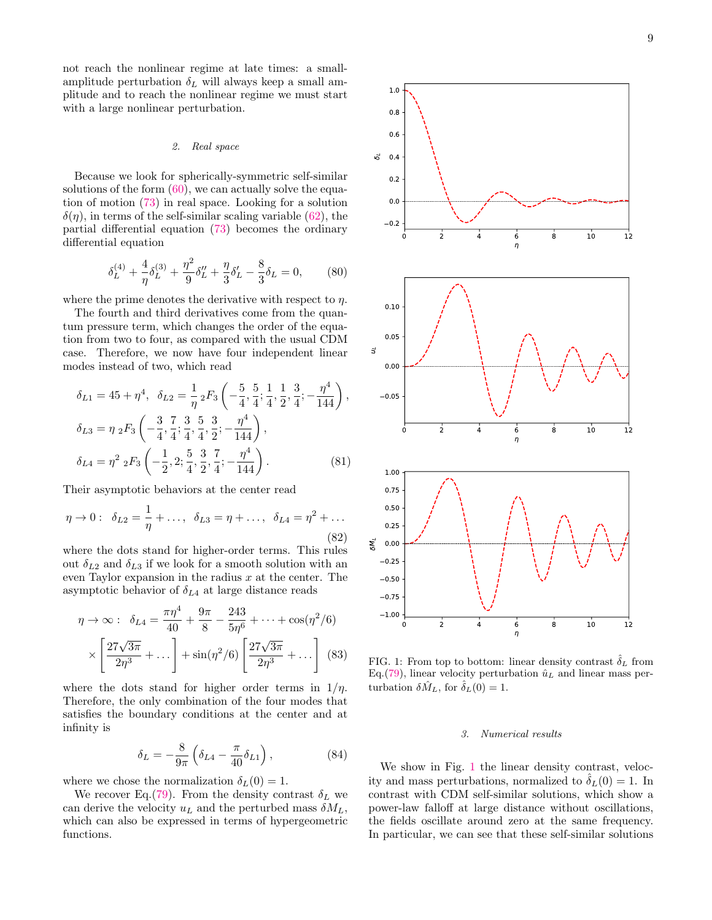not reach the nonlinear regime at late times: a small-amplitude perturbation $\delta_L$ will always keep a small amplitude and to reach the nonlinear regime we must start with a large nonlinear perturbation.

#### 2. *Real space*

Because we look for spherically-symmetric self-similar solutions of the form (60), we can actually solve the equation of motion (73) in real space. Looking for a solution $\delta(\eta)$, in terms of the self-similar scaling variable (62), the partial differential equation (73) becomes the ordinary differential equation

$$\delta_L^{(4)} + \frac{4}{\eta}\delta_L^{(3)} + \frac{\eta^2}{9}\delta_L'' + \frac{\eta}{3}\delta_L' - \frac{8}{3}\delta_L = 0, \quad (80)$$

where the prime denotes the derivative with respect to $\eta$.

The fourth and third derivatives come from the quantum pressure term, which changes the order of the equation from two to four, as compared with the usual CDM case. Therefore, we now have four independent linear modes instead of two, which read

$$\delta_{L1} = 45 + \eta^4, \quad \delta_{L2} = \frac{1}{\eta}\,{}_2F_3\left(-\frac{5}{4}, \frac{5}{4}; \frac{1}{4}, \frac{1}{2}, \frac{3}{4}; -\frac{\eta^4}{144}\right),$$
$$\delta_{L3} = \eta\,{}_2F_3\left(-\frac{3}{4}, \frac{7}{4}; \frac{3}{4}, \frac{5}{4}, \frac{3}{2}; -\frac{\eta^4}{144}\right),$$
$$\delta_{L4} = \eta^2\,{}_2F_3\left(-\frac{1}{2}, 2; \frac{5}{4}, \frac{3}{2}, \frac{7}{4}; -\frac{\eta^4}{144}\right). \quad (81)$$

Their asymptotic behaviors at the center read

$$\eta \to 0: \quad \delta_{L2} = \frac{1}{\eta} + \dots, \quad \delta_{L3} = \eta + \dots, \quad \delta_{L4} = \eta^2 + \dots \quad (82)$$

where the dots stand for higher-order terms. This rules out $\delta_{L2}$ and $\delta_{L3}$ if we look for a smooth solution with an even Taylor expansion in the radius $x$ at the center. The asymptotic behavior of $\delta_{L4}$ at large distance reads

$$\eta \to \infty: \quad \delta_{L4} = \frac{\pi\eta^4}{40} + \frac{9\pi}{8} - \frac{243}{5\eta^6} + \dots + \cos(\eta^2/6) \times \left[\frac{27\sqrt{3\pi}}{2\eta^3} + \dots\right] + \sin(\eta^2/6)\left[\frac{27\sqrt{3\pi}}{2\eta^3} + \dots\right] \quad (83)$$

where the dots stand for higher order terms in $1/\eta$. Therefore, the only combination of the four modes that satisfies the boundary conditions at the center and at infinity is

$$\delta_L = -\frac{8}{9\pi}\left(\delta_{L4} - \frac{\pi}{40}\delta_{L1}\right), \quad (84)$$

where we chose the normalization $\delta_L(0) = 1$.

We recover Eq.(79). From the density contrast $\delta_L$ we can derive the velocity $u_L$ and the perturbed mass $\delta M_L$, which can also be expressed in terms of hypergeometric functions.

FIG. 1: From top to bottom: linear density contrast $\hat{\delta}_L$ from Eq.(79), linear velocity perturbation $\hat{u}_L$ and linear mass perturbation $\delta\hat{M}_L$, for $\hat{\delta}_L(0) = 1$.

#### 3. *Numerical results*

We show in Fig. 1 the linear density contrast, velocity and mass perturbations, normalized to $\hat{\delta}_L(0) = 1$. In contrast with CDM self-similar solutions, which show a power-law falloff at large distance without oscillations, the fields oscillate around zero at the same frequency. In particular, we can see that these self-similar solutions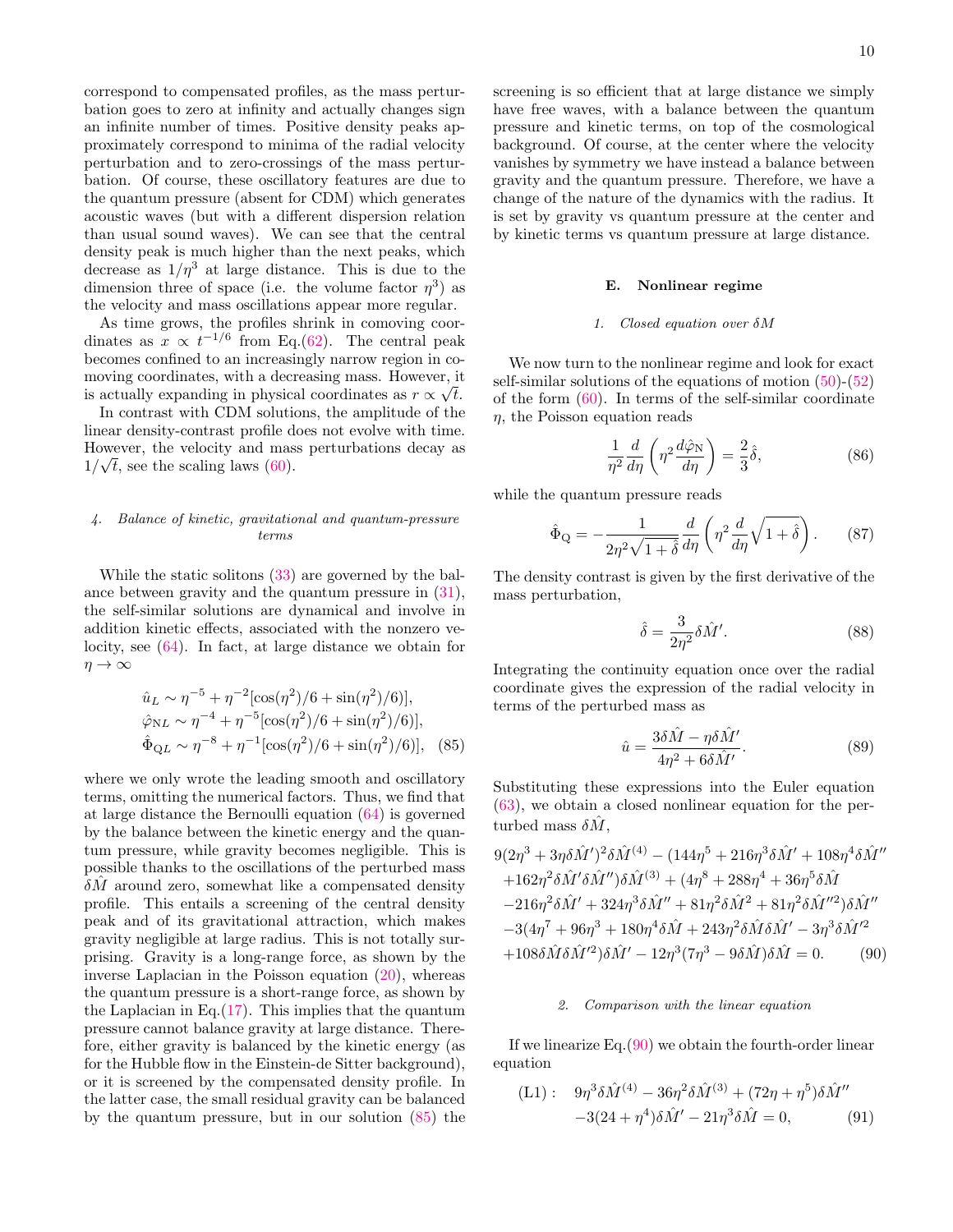correspond to compensated profiles, as the mass perturbation goes to zero at infinity and actually changes sign an infinite number of times. Positive density peaks approximately correspond to minima of the radial velocity perturbation and to zero-crossings of the mass perturbation. Of course, these oscillatory features are due to the quantum pressure (absent for CDM) which generates acoustic waves (but with a different dispersion relation than usual sound waves). We can see that the central density peak is much higher than the next peaks, which decrease as $1/\eta^3$ at large distance. This is due to the dimension three of space (i.e. the volume factor $\eta^3$) as the velocity and mass oscillations appear more regular.

As time grows, the profiles shrink in comoving coordinates as $x \propto t^{-1/6}$ from Eq.(62). The central peak becomes confined to an increasingly narrow region in comoving coordinates, with a decreasing mass. However, it is actually expanding in physical coordinates as $r \propto \sqrt{t}$.

In contrast with CDM solutions, the amplitude of the linear density-contrast profile does not evolve with time. However, the velocity and mass perturbations decay as $1/\sqrt{t}$, see the scaling laws (60).

#### 4. Balance of kinetic, gravitational and quantum-pressure terms

While the static solitons (33) are governed by the balance between gravity and the quantum pressure in (31), the self-similar solutions are dynamical and involve in addition kinetic effects, associated with the nonzero velocity, see (64). In fact, at large distance we obtain for $\eta \to \infty$

$$
\begin{aligned}
\hat{u}_L &\sim \eta^{-5} + \eta^{-2}[\cos(\eta^2)/6 + \sin(\eta^2)/6)], \\
\hat{\varphi}_{\rm NL} &\sim \eta^{-4} + \eta^{-5}[\cos(\eta^2)/6 + \sin(\eta^2)/6)], \\
\hat{\Phi}_{\rm QL} &\sim \eta^{-8} + \eta^{-1}[\cos(\eta^2)/6 + \sin(\eta^2)/6)], \quad (85)
\end{aligned}
$$

where we only wrote the leading smooth and oscillatory terms, omitting the numerical factors. Thus, we find that at large distance the Bernoulli equation (64) is governed by the balance between the kinetic energy and the quantum pressure, while gravity becomes negligible. This is possible thanks to the oscillations of the perturbed mass $\delta\hat{M}$ around zero, somewhat like a compensated density profile. This entails a screening of the central density peak and of its gravitational attraction, which makes gravity negligible at large radius. This is not totally surprising. Gravity is a long-range force, as shown by the inverse Laplacian in the Poisson equation (20), whereas the quantum pressure is a short-range force, as shown by the Laplacian in Eq.(17). This implies that the quantum pressure cannot balance gravity at large distance. Therefore, either gravity is balanced by the kinetic energy (as for the Hubble flow in the Einstein-de Sitter background), or it is screened by the compensated density profile. In the latter case, the small residual gravity can be balanced by the quantum pressure, but in our solution (85) the screening is so efficient that at large distance we simply have free waves, with a balance between the quantum pressure and kinetic terms, on top of the cosmological background. Of course, at the center where the velocity vanishes by symmetry we have instead a balance between gravity and the quantum pressure. Therefore, we have a change of the nature of the dynamics with the radius. It is set by gravity vs quantum pressure at the center and by kinetic terms vs quantum pressure at large distance.

### E. Nonlinear regime

#### 1. Closed equation over $\delta M$

We now turn to the nonlinear regime and look for exact self-similar solutions of the equations of motion (50)-(52) of the form (60). In terms of the self-similar coordinate $\eta$, the Poisson equation reads

$$
\frac{1}{\eta^2}\frac{d}{d\eta}\left(\eta^2 \frac{d\hat{\varphi}_{\rm N}}{d\eta}\right) = \frac{2}{3}\hat{\delta}, \quad (86)
$$

while the quantum pressure reads

$$
\hat{\Phi}_{\rm Q} = -\frac{1}{2\eta^2\sqrt{1+\hat{\delta}}}\frac{d}{d\eta}\left(\eta^2 \frac{d}{d\eta}\sqrt{1+\hat{\delta}}\right). \quad (87)
$$

The density contrast is given by the first derivative of the mass perturbation,

$$
\hat{\delta} = \frac{3}{2\eta^2}\delta\hat{M}'. \quad (88)
$$

Integrating the continuity equation once over the radial coordinate gives the expression of the radial velocity in terms of the perturbed mass as

$$
\hat{u} = \frac{3\delta\hat{M} - \eta\delta\hat{M}'}{4\eta^2 + 6\delta\hat{M}'}. \quad (89)
$$

Substituting these expressions into the Euler equation (63), we obtain a closed nonlinear equation for the perturbed mass $\delta\hat{M}$,

$$
\begin{aligned}
& 9(2\eta^3 + 3\eta\delta\hat{M}')^2\delta\hat{M}^{(4)} - (144\eta^5 + 216\eta^3\delta\hat{M}' + 108\eta^4\delta\hat{M}'' \\
& +162\eta^2\delta\hat{M}'\delta\hat{M}'')\delta\hat{M}^{(3)} + (4\eta^8 + 288\eta^4 + 36\eta^5\delta\hat{M} \\
& -216\eta^2\delta\hat{M}' + 324\eta^3\delta\hat{M}'' + 81\eta^2\delta\hat{M}^2 + 81\eta^2\delta\hat{M}''^2)\delta\hat{M}'' \\
& -3(4\eta^7 + 96\eta^3 + 180\eta^4\delta\hat{M} + 243\eta^2\delta\hat{M}\delta\hat{M}' - 3\eta^3\delta\hat{M}'^2 \\
& +108\delta\hat{M}\delta\hat{M}'^2)\delta\hat{M}' - 12\eta^3(7\eta^3 - 9\delta\hat{M})\delta\hat{M} = 0. \quad (90)
\end{aligned}
$$

#### 2. Comparison with the linear equation

If we linearize Eq.(90) we obtain the fourth-order linear equation

$$
\begin{aligned}
({\rm L1}): \quad & 9\eta^3\delta\hat{M}^{(4)} - 36\eta^2\delta\hat{M}^{(3)} + (72\eta + \eta^5)\delta\hat{M}'' \\
& -3(24 + \eta^4)\delta\hat{M}' - 21\eta^3\delta\hat{M} = 0, \quad (91)
\end{aligned}
$$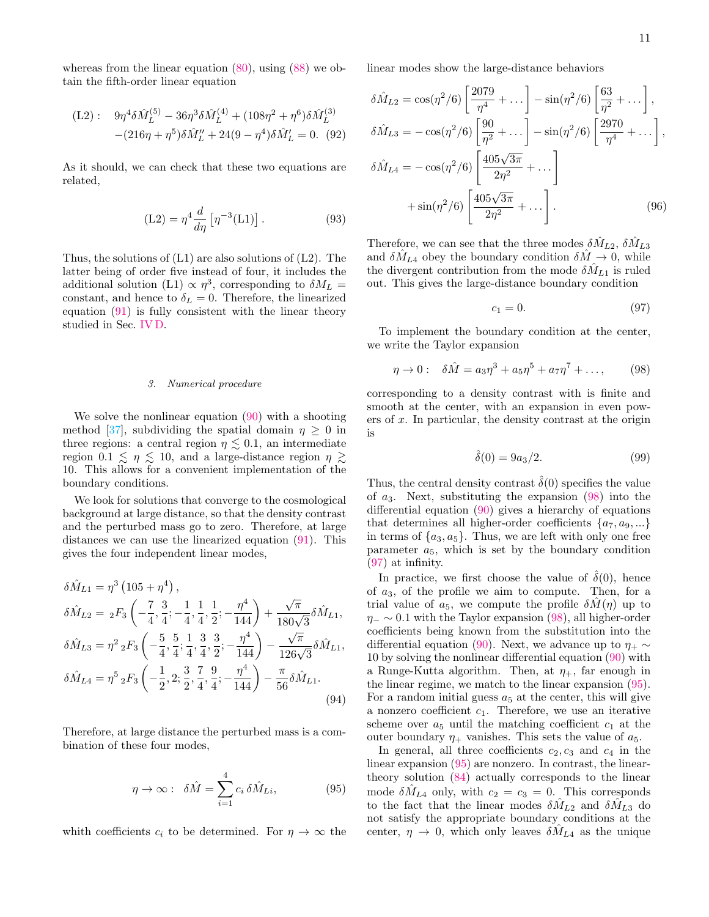whereas from the linear equation (80), using (88) we obtain the fifth-order linear equation

$$
\begin{aligned}
\text{(L2)}: \quad & 9\eta^4 \delta\hat{M}_L^{(5)} - 36\eta^3 \delta\hat{M}_L^{(4)} + (108\eta^2 + \eta^6)\delta\hat{M}_L^{(3)} \\
& -(216\eta + \eta^5)\delta\hat{M}_L'' + 24(9-\eta^4)\delta\hat{M}_L' = 0. \quad (92)
\end{aligned}
$$

As it should, we can check that these two equations are related,

$$
\text{(L2)} = \eta^4 \frac{d}{d\eta}\left[\eta^{-3}\text{(L1)}\right]. \tag{93}
$$

Thus, the solutions of (L1) are also solutions of (L2). The latter being of order five instead of four, it includes the additional solution (L1) $\propto \eta^3$, corresponding to $\delta M_L =$ constant, and hence to $\delta_L = 0$. Therefore, the linearized equation (91) is fully consistent with the linear theory studied in Sec. IV D.

### 3. Numerical procedure

We solve the nonlinear equation (90) with a shooting method [37], subdividing the spatial domain $\eta \geq 0$ in three regions: a central region $\eta \lesssim 0.1$, an intermediate region $0.1 \lesssim \eta \lesssim 10$, and a large-distance region $\eta \gtrsim 10$. This allows for a convenient implementation of the boundary conditions.

We look for solutions that converge to the cosmological background at large distance, so that the density contrast and the perturbed mass go to zero. Therefore, at large distances we can use the linearized equation (91). This gives the four independent linear modes,

$$
\begin{aligned}
\delta\hat{M}_{L1} &= \eta^3\left(105 + \eta^4\right), \\
\delta\hat{M}_{L2} &= {}_2F_3\left(-\frac{7}{4}, \frac{3}{4}; -\frac{1}{4}, \frac{1}{4}, \frac{1}{2}; -\frac{\eta^4}{144}\right) + \frac{\sqrt{\pi}}{180\sqrt{3}}\delta\hat{M}_{L1}, \\
\delta\hat{M}_{L3} &= \eta^2\, {}_2F_3\left(-\frac{5}{4}, \frac{5}{4}; \frac{1}{4}, \frac{3}{4}, \frac{3}{2}; -\frac{\eta^4}{144}\right) - \frac{\sqrt{\pi}}{126\sqrt{3}}\delta\hat{M}_{L1}, \\
\delta\hat{M}_{L4} &= \eta^5\, {}_2F_3\left(-\frac{1}{2}, 2; \frac{3}{2}, \frac{7}{4}, \frac{9}{4}; -\frac{\eta^4}{144}\right) - \frac{\pi}{56}\delta\hat{M}_{L1}.
\end{aligned} \tag{94}
$$

Therefore, at large distance the perturbed mass is a combination of these four modes,

$$
\eta \to \infty: \quad \delta\hat{M} = \sum_{i=1}^{4} c_i\, \delta\hat{M}_{Li}, \tag{95}
$$

whith coefficients $c_i$ to be determined. For $\eta \to \infty$ the linear modes show the large-distance behaviors

$$
\begin{aligned}
\delta\hat{M}_{L2} &= \cos(\eta^2/6)\left[\frac{2079}{\eta^4} + \dots\right] - \sin(\eta^2/6)\left[\frac{63}{\eta^2} + \dots\right], \\
\delta\hat{M}_{L3} &= -\cos(\eta^2/6)\left[\frac{90}{\eta^2} + \dots\right] - \sin(\eta^2/6)\left[\frac{2970}{\eta^4} + \dots\right], \\
\delta\hat{M}_{L4} &= -\cos(\eta^2/6)\left[\frac{405\sqrt{3\pi}}{2\eta^2} + \dots\right] \\
& \quad + \sin(\eta^2/6)\left[\frac{405\sqrt{3\pi}}{2\eta^2} + \dots\right].
\end{aligned} \tag{96}
$$

Therefore, we can see that the three modes $\delta\hat{M}_{L2}$, $\delta\hat{M}_{L3}$ and $\delta\hat{M}_{L4}$ obey the boundary condition $\delta\hat{M} \to 0$, while the divergent contribution from the mode $\delta\hat{M}_{L1}$ is ruled out. This gives the large-distance boundary condition

$$
c_1 = 0. \tag{97}
$$

To implement the boundary condition at the center, we write the Taylor expansion

$$
\eta \to 0: \quad \delta\hat{M} = a_3\eta^3 + a_5\eta^5 + a_7\eta^7 + \dots, \tag{98}
$$

corresponding to a density contrast with is finite and smooth at the center, with an expansion in even powers of $x$. In particular, the density contrast at the origin is

$$
\hat{\delta}(0) = 9a_3/2. \tag{99}
$$

Thus, the central density contrast $\hat{\delta}(0)$ specifies the value of $a_3$. Next, substituting the expansion (98) into the differential equation (90) gives a hierarchy of equations that determines all higher-order coefficients $\{a_7, a_9, ...\}$ in terms of $\{a_3, a_5\}$. Thus, we are left with only one free parameter $a_5$, which is set by the boundary condition (97) at infinity.

In practice, we first choose the value of $\hat{\delta}(0)$, hence of $a_3$, of the profile we aim to compute. Then, for a trial value of $a_5$, we compute the profile $\delta\hat{M}(\eta)$ up to $\eta_- \sim 0.1$ with the Taylor expansion (98), all higher-order coefficients being known from the substitution into the differential equation (90). Next, we advance up to $\eta_+ \sim 10$ by solving the nonlinear differential equation (90) with a Runge-Kutta algorithm. Then, at $\eta_+$, far enough in the linear regime, we match to the linear expansion (95). For a random initial guess $a_5$ at the center, this will give a nonzero coefficient $c_1$. Therefore, we use an iterative scheme over $a_5$ until the matching coefficient $c_1$ at the outer boundary $\eta_+$ vanishes. This sets the value of $a_5$.

In general, all three coefficients $c_2, c_3$ and $c_4$ in the linear expansion (95) are nonzero. In contrast, the linear-theory solution (84) actually corresponds to the linear mode $\delta\hat{M}_{L4}$ only, with $c_2 = c_3 = 0$. This corresponds to the fact that the linear modes $\delta\hat{M}_{L2}$ and $\delta\hat{M}_{L3}$ do not satisfy the appropriate boundary conditions at the center, $\eta \to 0$, which only leaves $\delta\hat{M}_{L4}$ as the unique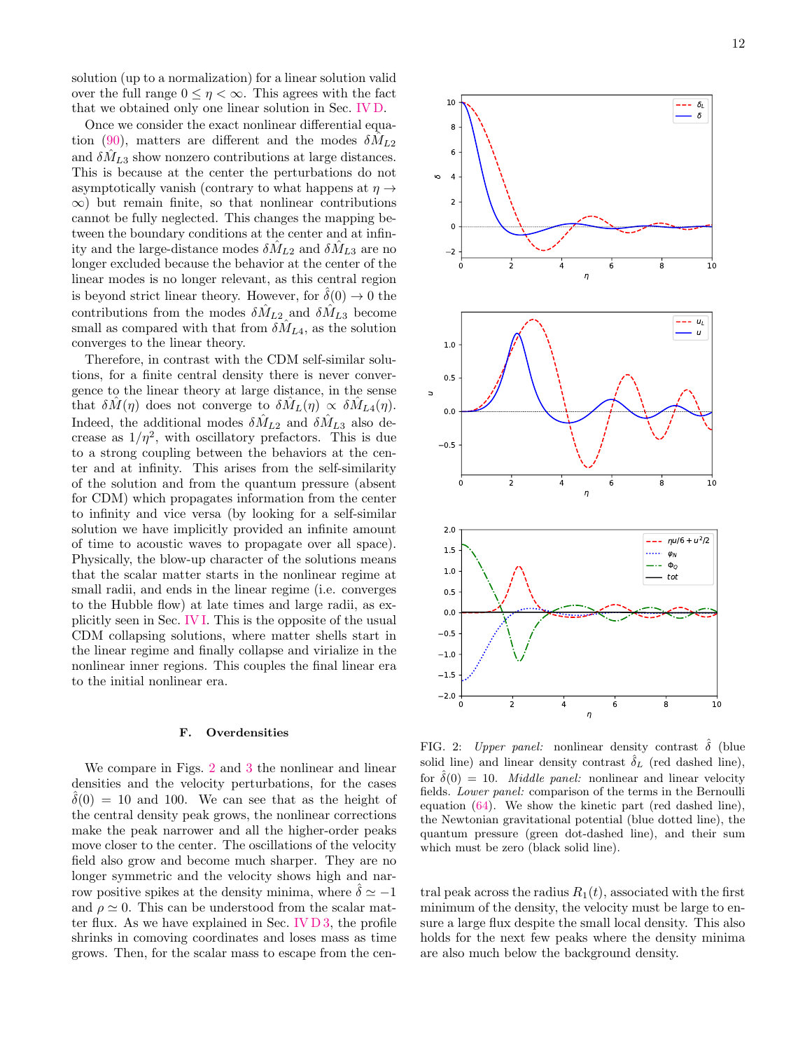solution (up to a normalization) for a linear solution valid over the full range $0 \leq \eta < \infty$. This agrees with the fact that we obtained only one linear solution in Sec. IV D.

Once we consider the exact nonlinear differential equation (90), matters are different and the modes $\delta\hat{M}_{L2}$ and $\delta\hat{M}_{L3}$ show nonzero contributions at large distances. This is because at the center the perturbations do not asymptotically vanish (contrary to what happens at $\eta \to \infty$) but remain finite, so that nonlinear contributions cannot be fully neglected. This changes the mapping between the boundary conditions at the center and at infinity and the large-distance modes $\delta\hat{M}_{L2}$ and $\delta\hat{M}_{L3}$ are no longer excluded because the behavior at the center of the linear modes is no longer relevant, as this central region is beyond strict linear theory. However, for $\hat{\delta}(0) \to 0$ the contributions from the modes $\delta\hat{M}_{L2}$ and $\delta\hat{M}_{L3}$ become small as compared with that from $\delta\hat{M}_{L4}$, as the solution converges to the linear theory.

Therefore, in contrast with the CDM self-similar solutions, for a finite central density there is never convergence to the linear theory at large distance, in the sense that $\delta\hat{M}(\eta)$ does not converge to $\delta\hat{M}_L(\eta) \propto \delta\hat{M}_{L4}(\eta)$. Indeed, the additional modes $\delta\hat{M}_{L2}$ and $\delta\hat{M}_{L3}$ also decrease as $1/\eta^2$, with oscillatory prefactors. This is due to a strong coupling between the behaviors at the center and at infinity. This arises from the self-similarity of the solution and from the quantum pressure (absent for CDM) which propagates information from the center to infinity and vice versa (by looking for a self-similar solution we have implicitly provided an infinite amount of time to acoustic waves to propagate over all space). Physically, the blow-up character of the solutions means that the scalar matter starts in the nonlinear regime at small radii, and ends in the linear regime (i.e. converges to the Hubble flow) at late times and large radii, as explicitly seen in Sec. IV I. This is the opposite of the usual CDM collapsing solutions, where matter shells start in the linear regime and finally collapse and virialize in the nonlinear inner regions. This couples the final linear era to the initial nonlinear era.

### F. Overdensities

We compare in Figs. 2 and 3 the nonlinear and linear densities and the velocity perturbations, for the cases $\hat{\delta}(0) = 10$ and 100. We can see that as the height of the central density peak grows, the nonlinear corrections make the peak narrower and all the higher-order peaks move closer to the center. The oscillations of the velocity field also grow and become much sharper. They are no longer symmetric and the velocity shows high and narrow positive spikes at the density minima, where $\hat{\delta} \simeq -1$ and $\rho \simeq 0$. This can be understood from the scalar matter flux. As we have explained in Sec. IV D 3, the profile shrinks in comoving coordinates and loses mass as time grows. Then, for the scalar mass to escape from the central peak across the radius $R_1(t)$, associated with the first minimum of the density, the velocity must be large to ensure a large flux despite the small local density. This also holds for the next few peaks where the density minima are also much below the background density.

FIG. 2: *Upper panel:* nonlinear density contrast $\hat{\delta}$ (blue solid line) and linear density contrast $\hat{\delta}_L$ (red dashed line), for $\hat{\delta}(0) = 10$. *Middle panel:* nonlinear and linear velocity fields. *Lower panel:* comparison of the terms in the Bernoulli equation (64). We show the kinetic part (red dashed line), the Newtonian gravitational potential (blue dotted line), the quantum pressure (green dot-dashed line), and their sum which must be zero (black solid line).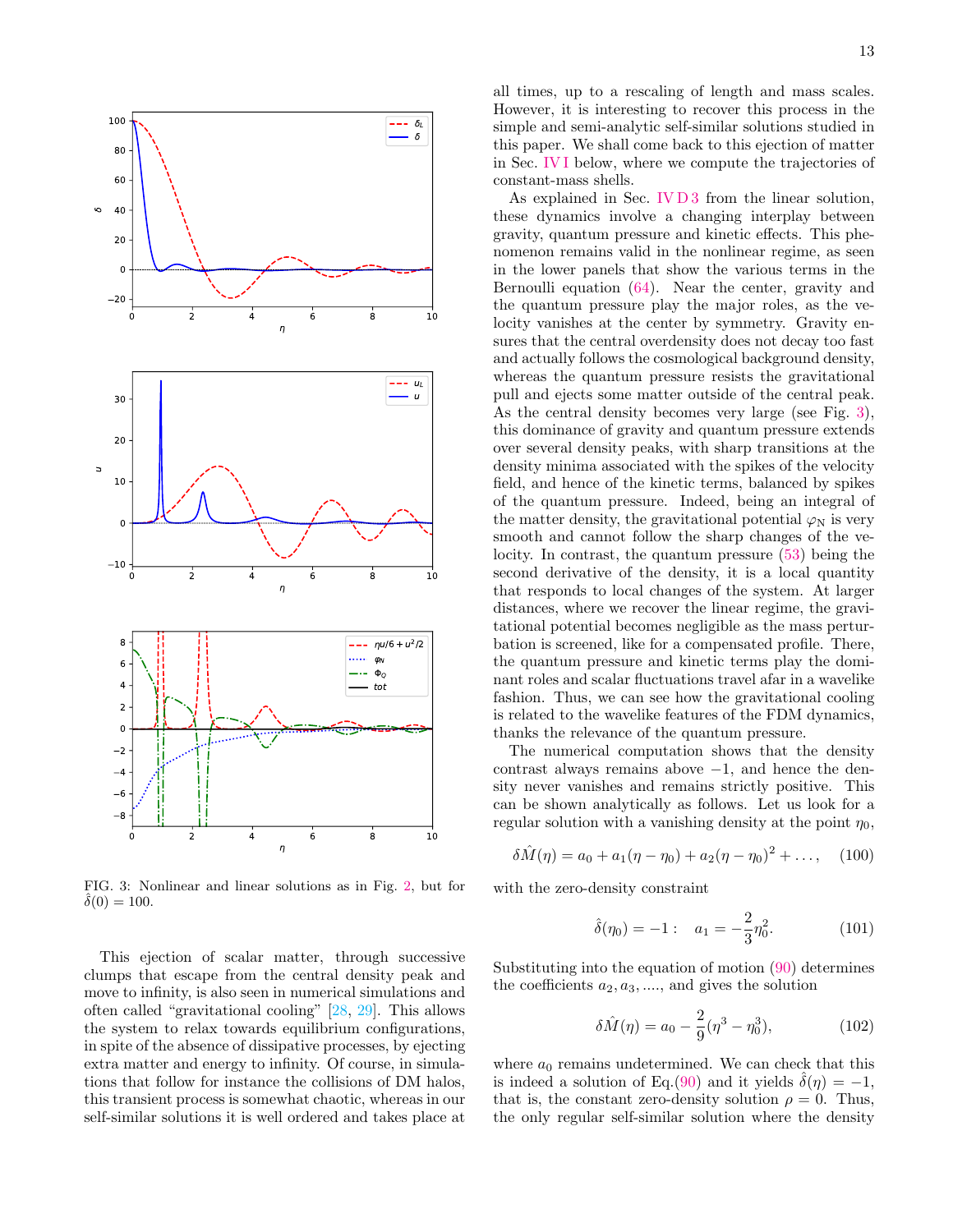FIG. 3: Nonlinear and linear solutions as in Fig. 2, but for $\hat{\delta}(0) = 100$.

This ejection of scalar matter, through successive clumps that escape from the central density peak and move to infinity, is also seen in numerical simulations and often called "gravitational cooling" [28, 29]. This allows the system to relax towards equilibrium configurations, in spite of the absence of dissipative processes, by ejecting extra matter and energy to infinity. Of course, in simulations that follow for instance the collisions of DM halos, this transient process is somewhat chaotic, whereas in our self-similar solutions it is well ordered and takes place at all times, up to a rescaling of length and mass scales. However, it is interesting to recover this process in the simple and semi-analytic self-similar solutions studied in this paper. We shall come back to this ejection of matter in Sec. IV I below, where we compute the trajectories of constant-mass shells.

As explained in Sec. IV D 3 from the linear solution, these dynamics involve a changing interplay between gravity, quantum pressure and kinetic effects. This phenomenon remains valid in the nonlinear regime, as seen in the lower panels that show the various terms in the Bernoulli equation (64). Near the center, gravity and the quantum pressure play the major roles, as the velocity vanishes at the center by symmetry. Gravity ensures that the central overdensity does not decay too fast and actually follows the cosmological background density, whereas the quantum pressure resists the gravitational pull and ejects some matter outside of the central peak. As the central density becomes very large (see Fig. 3), this dominance of gravity and quantum pressure extends over several density peaks, with sharp transitions at the density minima associated with the spikes of the velocity field, and hence of the kinetic terms, balanced by spikes of the quantum pressure. Indeed, being an integral of the matter density, the gravitational potential $\varphi_{\rm N}$ is very smooth and cannot follow the sharp changes of the velocity. In contrast, the quantum pressure (53) being the second derivative of the density, it is a local quantity that responds to local changes of the system. At larger distances, where we recover the linear regime, the gravitational potential becomes negligible as the mass perturbation is screened, like for a compensated profile. There, the quantum pressure and kinetic terms play the dominant roles and scalar fluctuations travel afar in a wavelike fashion. Thus, we can see how the gravitational cooling is related to the wavelike features of the FDM dynamics, thanks the relevance of the quantum pressure.

The numerical computation shows that the density contrast always remains above $-1$, and hence the density never vanishes and remains strictly positive. This can be shown analytically as follows. Let us look for a regular solution with a vanishing density at the point $\eta_0$,

$$\delta\hat{M}(\eta) = a_0 + a_1(\eta - \eta_0) + a_2(\eta - \eta_0)^2 + \ldots, \quad (100)$$

with the zero-density constraint

$$\hat{\delta}(\eta_0) = -1 : \quad a_1 = -\frac{2}{3}\eta_0^2. \quad (101)$$

Substituting into the equation of motion (90) determines the coefficients $a_2, a_3, \ldots$, and gives the solution

$$\delta\hat{M}(\eta) = a_0 - \frac{2}{9}(\eta^3 - \eta_0^3), \quad (102)$$

where $a_0$ remains undetermined. We can check that this is indeed a solution of Eq.(90) and it yields $\hat{\delta}(\eta) = -1$, that is, the constant zero-density solution $\rho = 0$. Thus, the only regular self-similar solution where the density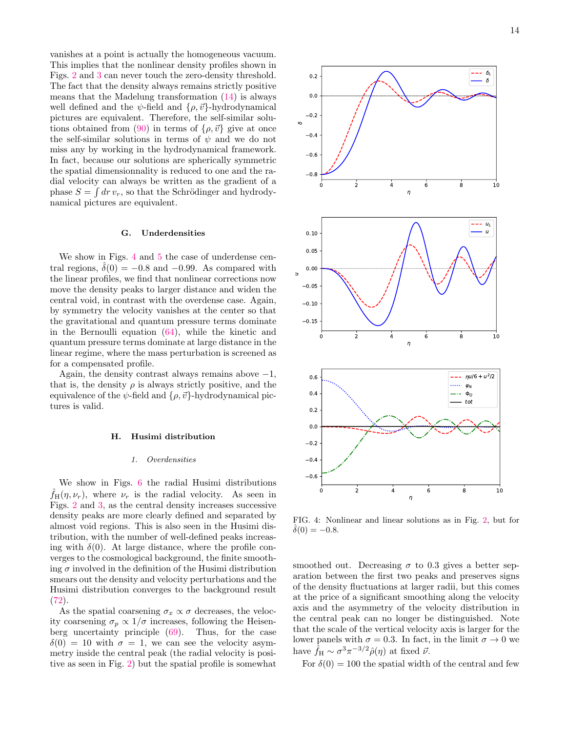vanishes at a point is actually the homogeneous vacuum. This implies that the nonlinear density profiles shown in Figs. 2 and 3 can never touch the zero-density threshold. The fact that the density always remains strictly positive means that the Madelung transformation (14) is always well defined and the $\psi$-field and $\{\rho, \vec{v}\}$-hydrodynamical pictures are equivalent. Therefore, the self-similar solutions obtained from (90) in terms of $\{\rho, \vec{v}\}$ give at once the self-similar solutions in terms of $\psi$ and we do not miss any by working in the hydrodynamical framework. In fact, because our solutions are spherically symmetric the spatial dimensionnality is reduced to one and the radial velocity can always be written as the gradient of a phase $S = \int dr\, v_r$, so that the Schrödinger and hydrodynamical pictures are equivalent.

## G. Underdensities

We show in Figs. 4 and 5 the case of underdense central regions, $\hat{\delta}(0) = -0.8$ and $-0.99$. As compared with the linear profiles, we find that nonlinear corrections now move the density peaks to larger distance and widen the central void, in contrast with the overdense case. Again, by symmetry the velocity vanishes at the center so that the gravitational and quantum pressure terms dominate in the Bernoulli equation (64), while the kinetic and quantum pressure terms dominate at large distance in the linear regime, where the mass perturbation is screened as for a compensated profile.

Again, the density contrast always remains above $-1$, that is, the density $\rho$ is always strictly positive, and the equivalence of the $\psi$-field and $\{\rho, \vec{v}\}$-hydrodynamical pictures is valid.

## H. Husimi distribution

### 1. Overdensities

We show in Figs. 6 the radial Husimi distributions $\hat{f}_{\rm H}(\eta, \nu_r)$, where $\nu_r$ is the radial velocity. As seen in Figs. 2 and 3, as the central density increases successive density peaks are more clearly defined and separated by almost void regions. This is also seen in the Husimi distribution, with the number of well-defined peaks increasing with $\delta(0)$. At large distance, where the profile converges to the cosmological background, the finite smoothing $\sigma$ involved in the definition of the Husimi distribution smears out the density and velocity perturbations and the Husimi distribution converges to the background result (72).

As the spatial coarsening $\sigma_x \propto \sigma$ decreases, the velocity coarsening $\sigma_p \propto 1/\sigma$ increases, following the Heisenberg uncertainty principle (69). Thus, for the case $\delta(0) = 10$ with $\sigma = 1$, we can see the velocity asymmetry inside the central peak (the radial velocity is positive as seen in Fig. 2) but the spatial profile is somewhat smoothed out. Decreasing $\sigma$ to 0.3 gives a better separation between the first two peaks and preserves signs of the density fluctuations at larger radii, but this comes at the price of a significant smoothing along the velocity axis and the asymmetry of the velocity distribution in the central peak can no longer be distinguished. Note that the scale of the vertical velocity axis is larger for the lower panels with $\sigma = 0.3$. In fact, in the limit $\sigma \to 0$ we have $\hat{f}_{\rm H} \sim \sigma^3 \pi^{-3/2} \hat{\rho}(\eta)$ at fixed $\vec{v}$.

For $\delta(0) = 100$ the spatial width of the central and few

FIG. 4: Nonlinear and linear solutions as in Fig. 2, but for $\hat{\delta}(0) = -0.8$.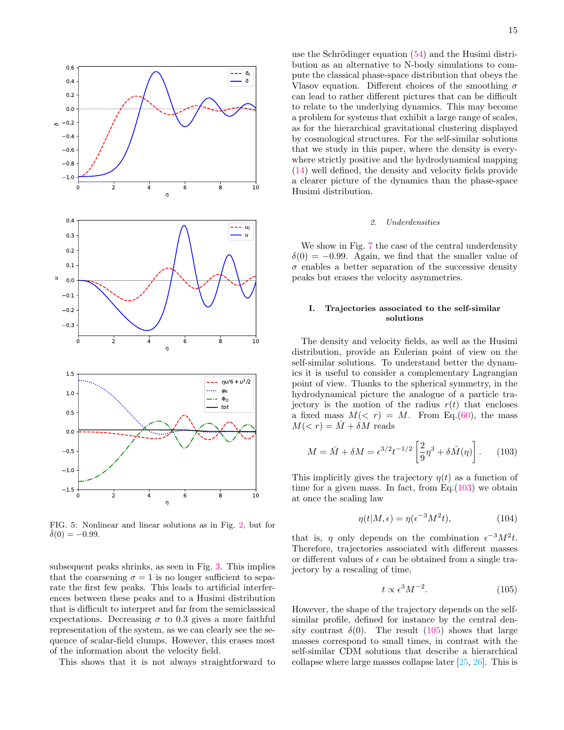FIG. 5: Nonlinear and linear solutions as in Fig. 2, but for $\hat{\delta}(0) = -0.99$.

subsequent peaks shrinks, as seen in Fig. 3. This implies that the coarsening $\sigma = 1$ is no longer sufficient to separate the first few peaks. This leads to artificial interferences between these peaks and to a Husimi distribution that is difficult to interpret and far from the semiclassical expectations. Decreasing $\sigma$ to 0.3 gives a more faithful representation of the system, as we can clearly see the sequence of scalar-field clumps. However, this erases most of the information about the velocity field.

This shows that it is not always straightforward to use the Schrödinger equation (54) and the Husimi distribution as an alternative to N-body simulations to compute the classical phase-space distribution that obeys the Vlasov equation. Different choices of the smoothing $\sigma$ can lead to rather different pictures that can be difficult to relate to the underlying dynamics. This may become a problem for systems that exhibit a large range of scales, as for the hierarchical gravitational clustering displayed by cosmological structures. For the self-similar solutions that we study in this paper, where the density is everywhere strictly positive and the hydrodynamical mapping (14) well defined, the density and velocity fields provide a clearer picture of the dynamics than the phase-space Husimi distribution.

### 2. *Underdensities*

We show in Fig. 7 the case of the central underdensity $\delta(0) = -0.99$. Again, we find that the smaller value of $\sigma$ enables a better separation of the successive density peaks but erases the velocity asymmetries.

## I. Trajectories associated to the self-similar solutions

The density and velocity fields, as well as the Husimi distribution, provide an Eulerian point of view on the self-similar solutions. To understand better the dynamics it is useful to consider a complementary Lagrangian point of view. Thanks to the spherical symmetry, in the hydrodynamical picture the analogue of a particle trajectory is the motion of the radius $r(t)$ that encloses a fixed mass $M(< r) = M$. From Eq.(60), the mass $M(< r) = \bar{M} + \delta M$ reads

$$M = \bar{M} + \delta M = \epsilon^{3/2} t^{-1/2} \left[ \frac{2}{9}\eta^3 + \delta\hat{M}(\eta) \right]. \quad (103)$$

This implicitly gives the trajectory $\eta(t)$ as a function of time for a given mass. In fact, from Eq.(103) we obtain at once the scaling law

$$\eta(t|M, \epsilon) = \eta(\epsilon^{-3} M^2 t), \quad (104)$$

that is, $\eta$ only depends on the combination $\epsilon^{-3} M^2 t$. Therefore, trajectories associated with different masses or different values of $\epsilon$ can be obtained from a single trajectory by a rescaling of time,

$$t \propto \epsilon^3 M^{-2}. \quad (105)$$

However, the shape of the trajectory depends on the self-similar profile, defined for instance by the central density contrast $\delta(0)$. The result (105) shows that large masses correspond to small times, in contrast with the self-similar CDM solutions that describe a hierarchical collapse where large masses collapse later [25, 26]. This is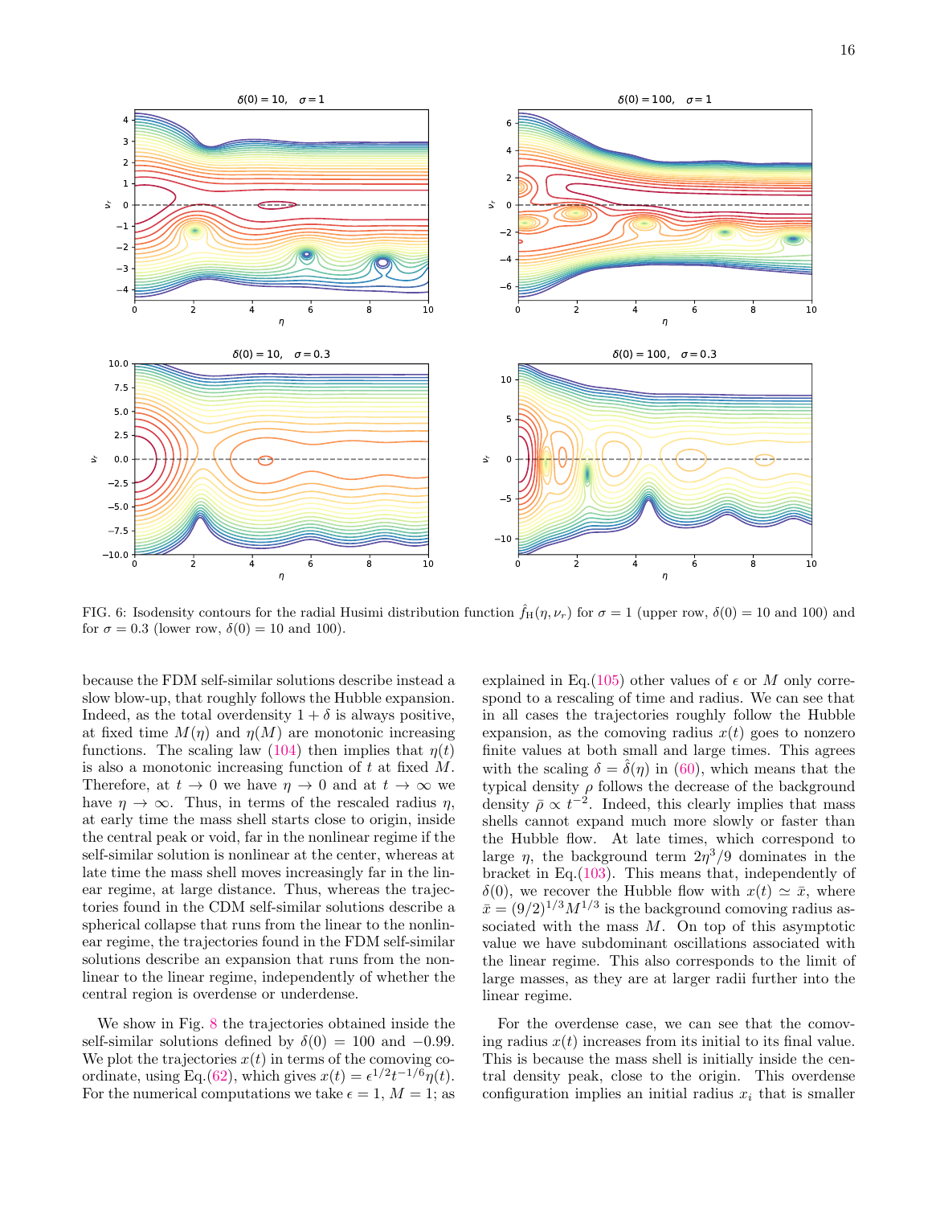FIG. 6: Isodensity contours for the radial Husimi distribution function $\hat{f}_{\rm H}(\eta, \nu_r)$ for $\sigma = 1$ (upper row, $\delta(0) = 10$ and 100) and for $\sigma = 0.3$ (lower row, $\delta(0) = 10$ and 100).

because the FDM self-similar solutions describe instead a slow blow-up, that roughly follows the Hubble expansion. Indeed, as the total overdensity $1 + \delta$ is always positive, at fixed time $M(\eta)$ and $\eta(M)$ are monotonic increasing functions. The scaling law (104) then implies that $\eta(t)$ is also a monotonic increasing function of $t$ at fixed $M$. Therefore, at $t \to 0$ we have $\eta \to 0$ and at $t \to \infty$ we have $\eta \to \infty$. Thus, in terms of the rescaled radius $\eta$, at early time the mass shell starts close to origin, inside the central peak or void, far in the nonlinear regime if the self-similar solution is nonlinear at the center, whereas at late time the mass shell moves increasingly far in the linear regime, at large distance. Thus, whereas the trajectories found in the CDM self-similar solutions describe a spherical collapse that runs from the linear to the nonlinear regime, the trajectories found in the FDM self-similar solutions describe an expansion that runs from the nonlinear to the linear regime, independently of whether the central region is overdense or underdense.

We show in Fig. 8 the trajectories obtained inside the self-similar solutions defined by $\delta(0) = 100$ and $-0.99$. We plot the trajectories $x(t)$ in terms of the comoving coordinate, using Eq.(62), which gives $x(t) = \epsilon^{1/2} t^{-1/6} \eta(t)$. For the numerical computations we take $\epsilon = 1$, $M = 1$; as explained in Eq.(105) other values of $\epsilon$ or $M$ only correspond to a rescaling of time and radius. We can see that in all cases the trajectories roughly follow the Hubble expansion, as the comoving radius $x(t)$ goes to nonzero finite values at both small and large times. This agrees with the scaling $\delta = \hat{\delta}(\eta)$ in (60), which means that the typical density $\rho$ follows the decrease of the background density $\bar{\rho} \propto t^{-2}$. Indeed, this clearly implies that mass shells cannot expand much more slowly or faster than the Hubble flow. At late times, which correspond to large $\eta$, the background term $2\eta^3/9$ dominates in the bracket in Eq.(103). This means that, independently of $\delta(0)$, we recover the Hubble flow with $x(t) \simeq \bar{x}$, where $\bar{x} = (9/2)^{1/3} M^{1/3}$ is the background comoving radius associated with the mass $M$. On top of this asymptotic value we have subdominant oscillations associated with the linear regime. This also corresponds to the limit of large masses, as they are at larger radii further into the linear regime.

For the overdense case, we can see that the comoving radius $x(t)$ increases from its initial to its final value. This is because the mass shell is initially inside the central density peak, close to the origin. This overdense configuration implies an initial radius $x_i$ that is smaller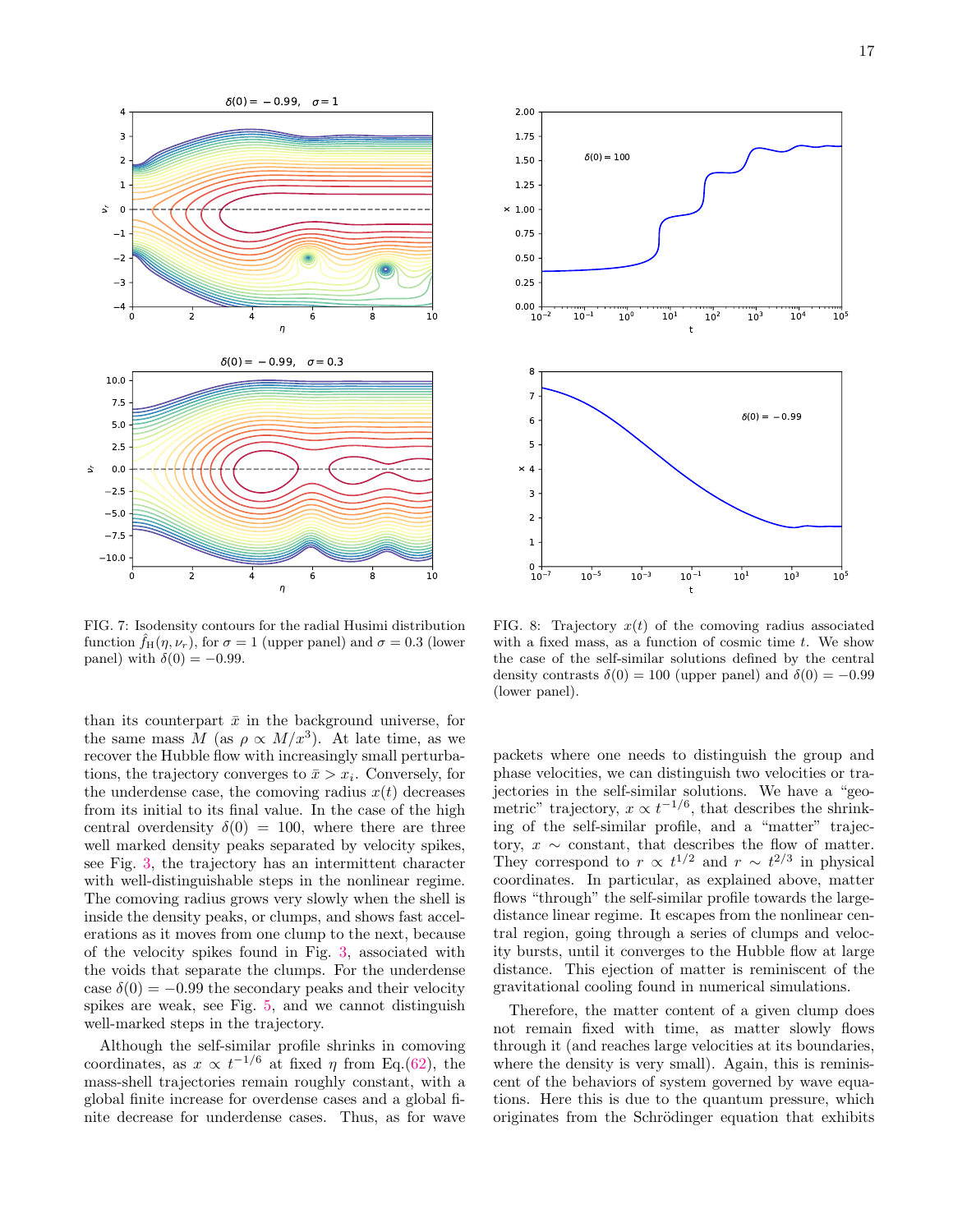FIG. 7: Isodensity contours for the radial Husimi distribution function $\hat{f}_{\rm H}(\eta, \nu_r)$, for $\sigma = 1$ (upper panel) and $\sigma = 0.3$ (lower panel) with $\delta(0) = -0.99$.

FIG. 8: Trajectory $x(t)$ of the comoving radius associated with a fixed mass, as a function of cosmic time $t$. We show the case of the self-similar solutions defined by the central density contrasts $\delta(0) = 100$ (upper panel) and $\delta(0) = -0.99$ (lower panel).

than its counterpart $\bar{x}$ in the background universe, for the same mass $M$ (as $\rho \propto M/x^3$). At late time, as we recover the Hubble flow with increasingly small perturbations, the trajectory converges to $\bar{x} > x_i$. Conversely, for the underdense case, the comoving radius $x(t)$ decreases from its initial to its final value. In the case of the high central overdensity $\delta(0) = 100$, where there are three well marked density peaks separated by velocity spikes, see Fig. 3, the trajectory has an intermittent character with well-distinguishable steps in the nonlinear regime. The comoving radius grows very slowly when the shell is inside the density peaks, or clumps, and shows fast accelerations as it moves from one clump to the next, because of the velocity spikes found in Fig. 3, associated with the voids that separate the clumps. For the underdense case $\delta(0) = -0.99$ the secondary peaks and their velocity spikes are weak, see Fig. 5, and we cannot distinguish well-marked steps in the trajectory.

Although the self-similar profile shrinks in comoving coordinates, as $x \propto t^{-1/6}$ at fixed $\eta$ from Eq.(62), the mass-shell trajectories remain roughly constant, with a global finite increase for overdense cases and a global finite decrease for underdense cases. Thus, as for wave packets where one needs to distinguish the group and phase velocities, we can distinguish two velocities or trajectories in the self-similar solutions. We have a "geometric" trajectory, $x \propto t^{-1/6}$, that describes the shrinking of the self-similar profile, and a "matter" trajectory, $x \sim$ constant, that describes the flow of matter. They correspond to $r \propto t^{1/2}$ and $r \sim t^{2/3}$ in physical coordinates. In particular, as explained above, matter flows "through" the self-similar profile towards the large-distance linear regime. It escapes from the nonlinear central region, going through a series of clumps and velocity bursts, until it converges to the Hubble flow at large distance. This ejection of matter is reminiscent of the gravitational cooling found in numerical simulations.

Therefore, the matter content of a given clump does not remain fixed with time, as matter slowly flows through it (and reaches large velocities at its boundaries, where the density is very small). Again, this is reminiscent of the behaviors of system governed by wave equations. Here this is due to the quantum pressure, which originates from the Schrödinger equation that exhibits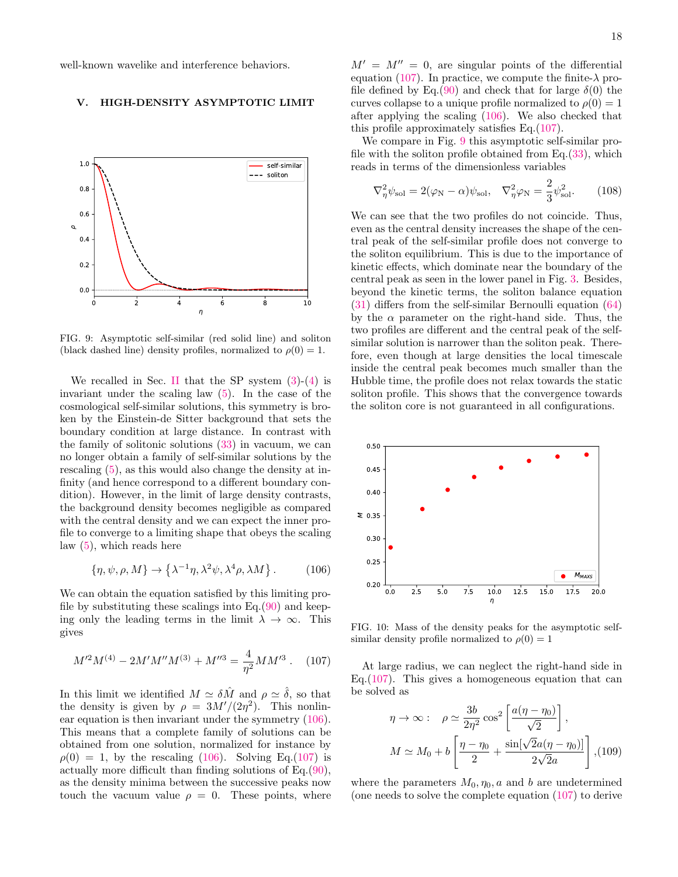well-known wavelike and interference behaviors.

## V. HIGH-DENSITY ASYMPTOTIC LIMIT

FIG. 9: Asymptotic self-similar (red solid line) and soliton (black dashed line) density profiles, normalized to $\rho(0) = 1$.

We recalled in Sec. II that the SP system (3)-(4) is invariant under the scaling law (5). In the case of the cosmological self-similar solutions, this symmetry is broken by the Einstein-de Sitter background that sets the boundary condition at large distance. In contrast with the family of solitonic solutions (33) in vacuum, we can no longer obtain a family of self-similar solutions by the rescaling (5), as this would also change the density at infinity (and hence correspond to a different boundary condition). However, in the limit of large density contrasts, the background density becomes negligible as compared with the central density and we can expect the inner profile to converge to a limiting shape that obeys the scaling law (5), which reads here

$$\{\eta, \psi, \rho, M\} \to \{\lambda^{-1}\eta, \lambda^2\psi, \lambda^4\rho, \lambda M\}. \tag{106}$$

We can obtain the equation satisfied by this limiting profile by substituting these scalings into Eq.(90) and keeping only the leading terms in the limit $\lambda \to \infty$. This gives

$$M'^2 M^{(4)} - 2M'M''M^{(3)} + M''^3 = \frac{4}{\eta^2} M M'^3. \tag{107}$$

In this limit we identified $M \simeq \delta \hat{M}$ and $\rho \simeq \hat{\delta}$, so that the density is given by $\rho = 3M'/(2\eta^2)$. This nonlinear equation is then invariant under the symmetry (106). This means that a complete family of solutions can be obtained from one solution, normalized for instance by $\rho(0) = 1$, by the rescaling (106). Solving Eq.(107) is actually more difficult than finding solutions of Eq.(90), as the density minima between the successive peaks now touch the vacuum value $\rho = 0$. These points, where $M' = M'' = 0$, are singular points of the differential equation (107). In practice, we compute the finite-$\lambda$ profile defined by Eq.(90) and check that for large $\delta(0)$ the curves collapse to a unique profile normalized to $\rho(0) = 1$ after applying the scaling (106). We also checked that this profile approximately satisfies Eq.(107).

We compare in Fig. 9 this asymptotic self-similar profile with the soliton profile obtained from Eq.(33), which reads in terms of the dimensionless variables

$$\nabla_\eta^2 \psi_{\rm sol} = 2(\varphi_{\rm N} - \alpha)\psi_{\rm sol}, \quad \nabla_\eta^2 \varphi_{\rm N} = \frac{2}{3}\psi_{\rm sol}^2. \tag{108}$$

We can see that the two profiles do not coincide. Thus, even as the central density increases the shape of the central peak of the self-similar profile does not converge to the soliton equilibrium. This is due to the importance of kinetic effects, which dominate near the boundary of the central peak as seen in the lower panel in Fig. 3. Besides, beyond the kinetic terms, the soliton balance equation (31) differs from the self-similar Bernoulli equation (64) by the $\alpha$ parameter on the right-hand side. Thus, the two profiles are different and the central peak of the self-similar solution is narrower than the soliton peak. Therefore, even though at large densities the local timescale inside the central peak becomes much smaller than the Hubble time, the profile does not relax towards the static soliton profile. This shows that the convergence towards the soliton core is not guaranteed in all configurations.

FIG. 10: Mass of the density peaks for the asymptotic self-similar density profile normalized to $\rho(0) = 1$

At large radius, we can neglect the right-hand side in Eq.(107). This gives a homogeneous equation that can be solved as

$$\eta \to \infty: \quad \rho \simeq \frac{3b}{2\eta^2} \cos^2\left[\frac{a(\eta - \eta_0)}{\sqrt{2}}\right],$$
$$M \simeq M_0 + b\left[\frac{\eta - \eta_0}{2} + \frac{\sin[\sqrt{2}a(\eta - \eta_0)]}{2\sqrt{2}a}\right], \tag{109}$$

where the parameters $M_0, \eta_0, a$ and $b$ are undetermined (one needs to solve the complete equation (107) to derive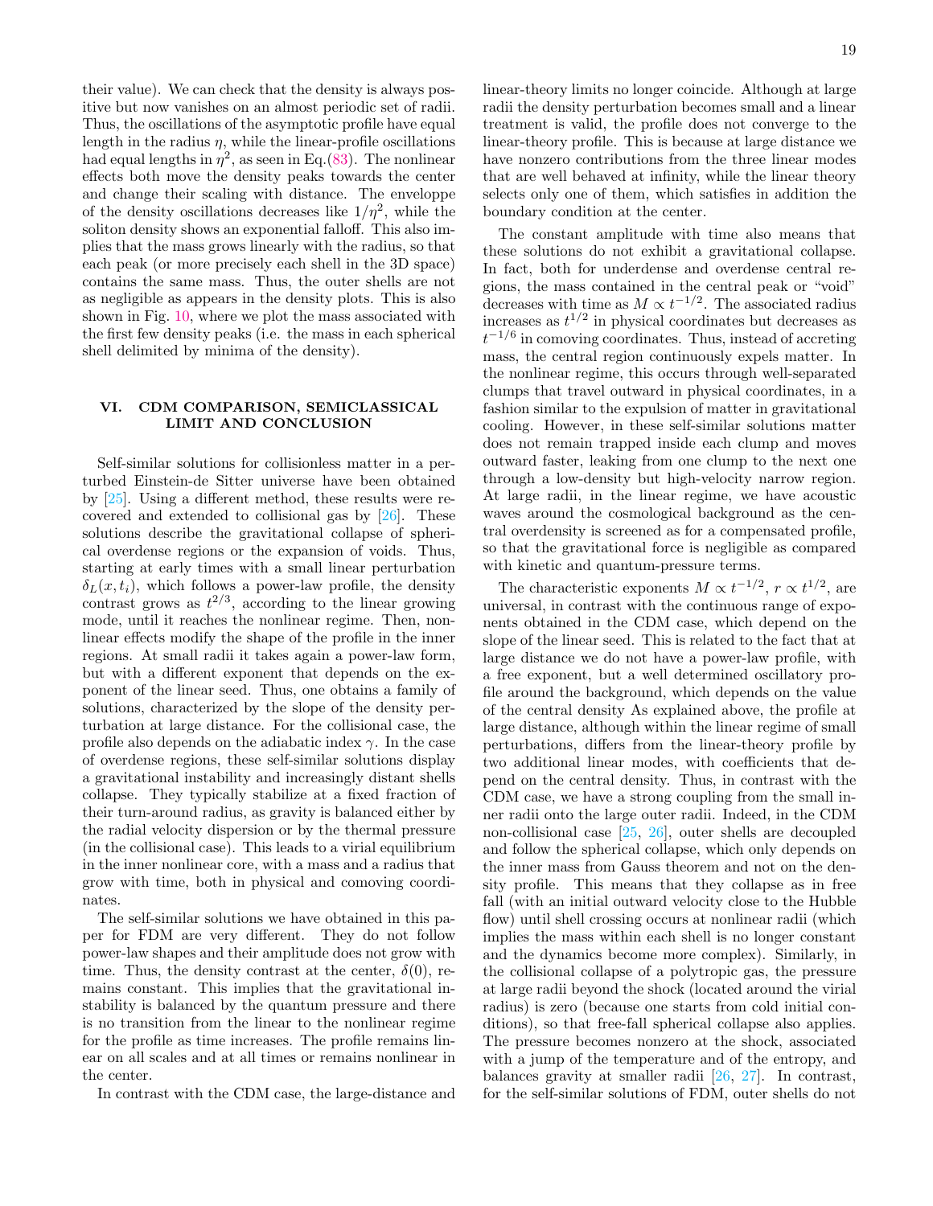their value). We can check that the density is always positive but now vanishes on an almost periodic set of radii. Thus, the oscillations of the asymptotic profile have equal length in the radius $\eta$, while the linear-profile oscillations had equal lengths in $\eta^2$, as seen in Eq.(83). The nonlinear effects both move the density peaks towards the center and change their scaling with distance. The enveloppe of the density oscillations decreases like $1/\eta^2$, while the soliton density shows an exponential falloff. This also implies that the mass grows linearly with the radius, so that each peak (or more precisely each shell in the 3D space) contains the same mass. Thus, the outer shells are not as negligible as appears in the density plots. This is also shown in Fig. 10, where we plot the mass associated with the first few density peaks (i.e. the mass in each spherical shell delimited by minima of the density).

## VI. CDM COMPARISON, SEMICLASSICAL LIMIT AND CONCLUSION

Self-similar solutions for collisionless matter in a perturbed Einstein-de Sitter universe have been obtained by [25]. Using a different method, these results were recovered and extended to collisional gas by [26]. These solutions describe the gravitational collapse of spherical overdense regions or the expansion of voids. Thus, starting at early times with a small linear perturbation $\delta_L(x, t_i)$, which follows a power-law profile, the density contrast grows as $t^{2/3}$, according to the linear growing mode, until it reaches the nonlinear regime. Then, nonlinear effects modify the shape of the profile in the inner regions. At small radii it takes again a power-law form, but with a different exponent that depends on the exponent of the linear seed. Thus, one obtains a family of solutions, characterized by the slope of the density perturbation at large distance. For the collisional case, the profile also depends on the adiabatic index $\gamma$. In the case of overdense regions, these self-similar solutions display a gravitational instability and increasingly distant shells collapse. They typically stabilize at a fixed fraction of their turn-around radius, as gravity is balanced either by the radial velocity dispersion or by the thermal pressure (in the collisional case). This leads to a virial equilibrium in the inner nonlinear core, with a mass and a radius that grow with time, both in physical and comoving coordinates.

The self-similar solutions we have obtained in this paper for FDM are very different. They do not follow power-law shapes and their amplitude does not grow with time. Thus, the density contrast at the center, $\delta(0)$, remains constant. This implies that the gravitational instability is balanced by the quantum pressure and there is no transition from the linear to the nonlinear regime for the profile as time increases. The profile remains linear on all scales and at all times or remains nonlinear in the center.

In contrast with the CDM case, the large-distance and linear-theory limits no longer coincide. Although at large radii the density perturbation becomes small and a linear treatment is valid, the profile does not converge to the linear-theory profile. This is because at large distance we have nonzero contributions from the three linear modes that are well behaved at infinity, while the linear theory selects only one of them, which satisfies in addition the boundary condition at the center.

The constant amplitude with time also means that these solutions do not exhibit a gravitational collapse. In fact, both for underdense and overdense central regions, the mass contained in the central peak or "void" decreases with time as $M \propto t^{-1/2}$. The associated radius increases as $t^{1/2}$ in physical coordinates but decreases as $t^{-1/6}$ in comoving coordinates. Thus, instead of accreting mass, the central region continuously expels matter. In the nonlinear regime, this occurs through well-separated clumps that travel outward in physical coordinates, in a fashion similar to the expulsion of matter in gravitational cooling. However, in these self-similar solutions matter does not remain trapped inside each clump and moves outward faster, leaking from one clump to the next one through a low-density but high-velocity narrow region. At large radii, in the linear regime, we have acoustic waves around the cosmological background as the central overdensity is screened as for a compensated profile, so that the gravitational force is negligible as compared with kinetic and quantum-pressure terms.

The characteristic exponents $M \propto t^{-1/2}$, $r \propto t^{1/2}$, are universal, in contrast with the continuous range of exponents obtained in the CDM case, which depend on the slope of the linear seed. This is related to the fact that at large distance we do not have a power-law profile, with a free exponent, but a well determined oscillatory profile around the background, which depends on the value of the central density As explained above, the profile at large distance, although within the linear regime of small perturbations, differs from the linear-theory profile by two additional linear modes, with coefficients that depend on the central density. Thus, in contrast with the CDM case, we have a strong coupling from the small inner radii onto the large outer radii. Indeed, in the CDM non-collisional case [25, 26], outer shells are decoupled and follow the spherical collapse, which only depends on the inner mass from Gauss theorem and not on the density profile. This means that they collapse as in free fall (with an initial outward velocity close to the Hubble flow) until shell crossing occurs at nonlinear radii (which implies the mass within each shell is no longer constant and the dynamics become more complex). Similarly, in the collisional collapse of a polytropic gas, the pressure at large radii beyond the shock (located around the virial radius) is zero (because one starts from cold initial conditions), so that free-fall spherical collapse also applies. The pressure becomes nonzero at the shock, associated with a jump of the temperature and of the entropy, and balances gravity at smaller radii [26, 27]. In contrast, for the self-similar solutions of FDM, outer shells do not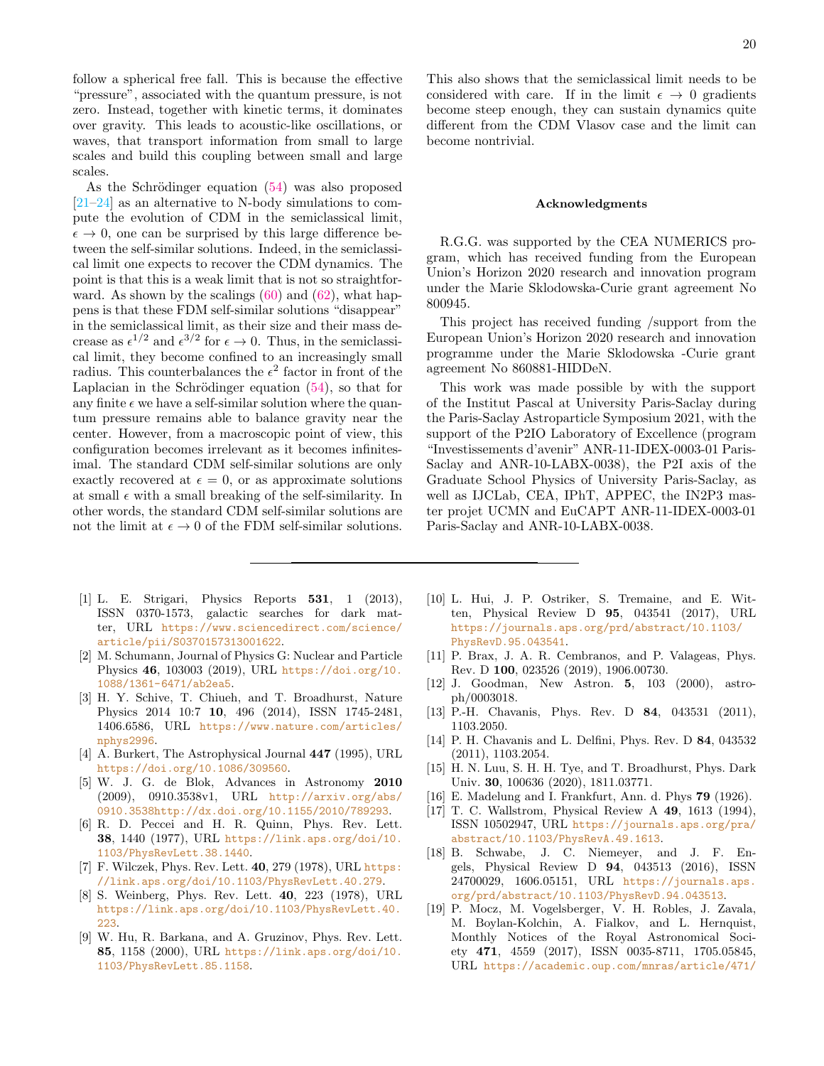follow a spherical free fall. This is because the effective "pressure", associated with the quantum pressure, is not zero. Instead, together with kinetic terms, it dominates over gravity. This leads to acoustic-like oscillations, or waves, that transport information from small to large scales and build this coupling between small and large scales.

As the Schrödinger equation (54) was also proposed [21–24] as an alternative to N-body simulations to compute the evolution of CDM in the semiclassical limit, $\epsilon \to 0$, one can be surprised by this large difference between the self-similar solutions. Indeed, in the semiclassical limit one expects to recover the CDM dynamics. The point is that this is a weak limit that is not so straightforward. As shown by the scalings (60) and (62), what happens is that these FDM self-similar solutions "disappear" in the semiclassical limit, as their size and their mass decrease as $\epsilon^{1/2}$ and $\epsilon^{3/2}$ for $\epsilon \to 0$. Thus, in the semiclassical limit, they become confined to an increasingly small radius. This counterbalances the $\epsilon^2$ factor in front of the Laplacian in the Schrödinger equation (54), so that for any finite $\epsilon$ we have a self-similar solution where the quantum pressure remains able to balance gravity near the center. However, from a macroscopic point of view, this configuration becomes irrelevant as it becomes infinitesimal. The standard CDM self-similar solutions are only exactly recovered at $\epsilon = 0$, or as approximate solutions at small $\epsilon$ with a small breaking of the self-similarity. In other words, the standard CDM self-similar solutions are not the limit at $\epsilon \to 0$ of the FDM self-similar solutions.

This also shows that the semiclassical limit needs to be considered with care. If in the limit $\epsilon \to 0$ gradients become steep enough, they can sustain dynamics quite different from the CDM Vlasov case and the limit can become nontrivial.

## Acknowledgments

R.G.G. was supported by the CEA NUMERICS program, which has received funding from the European Union's Horizon 2020 research and innovation program under the Marie Sklodowska-Curie grant agreement No 800945.

This project has received funding /support from the European Union's Horizon 2020 research and innovation programme under the Marie Sklodowska -Curie grant agreement No 860881-HIDDeN.

This work was made possible by with the support of the Institut Pascal at University Paris-Saclay during the Paris-Saclay Astroparticle Symposium 2021, with the support of the P2IO Laboratory of Excellence (program "Investissements d'avenir" ANR-11-IDEX-0003-01 Paris-Saclay and ANR-10-LABX-0038), the P2I axis of the Graduate School Physics of University Paris-Saclay, as well as IJCLab, CEA, IPhT, APPEC, the IN2P3 master projet UCMN and EuCAPT ANR-11-IDEX-0003-01 Paris-Saclay and ANR-10-LABX-0038.

---

[1] L. E. Strigari, Physics Reports **531**, 1 (2013), ISSN 0370-1573, galactic searches for dark matter, URL https://www.sciencedirect.com/science/article/pii/S0370157313001622.

[2] M. Schumann, Journal of Physics G: Nuclear and Particle Physics **46**, 103003 (2019), URL https://doi.org/10.1088/1361-6471/ab2ea5.

[3] H. Y. Schive, T. Chiueh, and T. Broadhurst, Nature Physics 2014 10:7 **10**, 496 (2014), ISSN 1745-2481, 1406.6586, URL https://www.nature.com/articles/nphys2996.

[4] A. Burkert, The Astrophysical Journal **447** (1995), URL https://doi.org/10.1086/309560.

[5] W. J. G. de Blok, Advances in Astronomy **2010** (2009), 0910.3538v1, URL http://arxiv.org/abs/0910.3538http://dx.doi.org/10.1155/2010/789293.

[6] R. D. Peccei and H. R. Quinn, Phys. Rev. Lett. **38**, 1440 (1977), URL https://link.aps.org/doi/10.1103/PhysRevLett.38.1440.

[7] F. Wilczek, Phys. Rev. Lett. **40**, 279 (1978), URL https://link.aps.org/doi/10.1103/PhysRevLett.40.279.

[8] S. Weinberg, Phys. Rev. Lett. **40**, 223 (1978), URL https://link.aps.org/doi/10.1103/PhysRevLett.40.223.

[9] W. Hu, R. Barkana, and A. Gruzinov, Phys. Rev. Lett. **85**, 1158 (2000), URL https://link.aps.org/doi/10.1103/PhysRevLett.85.1158.

[10] L. Hui, J. P. Ostriker, S. Tremaine, and E. Witten, Physical Review D **95**, 043541 (2017), URL https://journals.aps.org/prd/abstract/10.1103/PhysRevD.95.043541.

[11] P. Brax, J. A. R. Cembranos, and P. Valageas, Phys. Rev. D **100**, 023526 (2019), 1906.00730.

[12] J. Goodman, New Astron. **5**, 103 (2000), astro-ph/0003018.

[13] P.-H. Chavanis, Phys. Rev. D **84**, 043531 (2011), 1103.2050.

[14] P. H. Chavanis and L. Delfini, Phys. Rev. D **84**, 043532 (2011), 1103.2054.

[15] H. N. Luu, S. H. H. Tye, and T. Broadhurst, Phys. Dark Univ. **30**, 100636 (2020), 1811.03771.

[16] E. Madelung and I. Frankfurt, Ann. d. Phys **79** (1926).

[17] T. C. Wallstrom, Physical Review A **49**, 1613 (1994), ISSN 10502947, URL https://journals.aps.org/pra/abstract/10.1103/PhysRevA.49.1613.

[18] B. Schwabe, J. C. Niemeyer, and J. F. Engels, Physical Review D **94**, 043513 (2016), ISSN 24700029, 1606.05151, URL https://journals.aps.org/prd/abstract/10.1103/PhysRevD.94.043513.

[19] P. Mocz, M. Vogelsberger, V. H. Robles, J. Zavala, M. Boylan-Kolchin, A. Fialkov, and L. Hernquist, Monthly Notices of the Royal Astronomical Society **471**, 4559 (2017), ISSN 0035-8711, 1705.05845, URL https://academic.oup.com/mnras/article/471/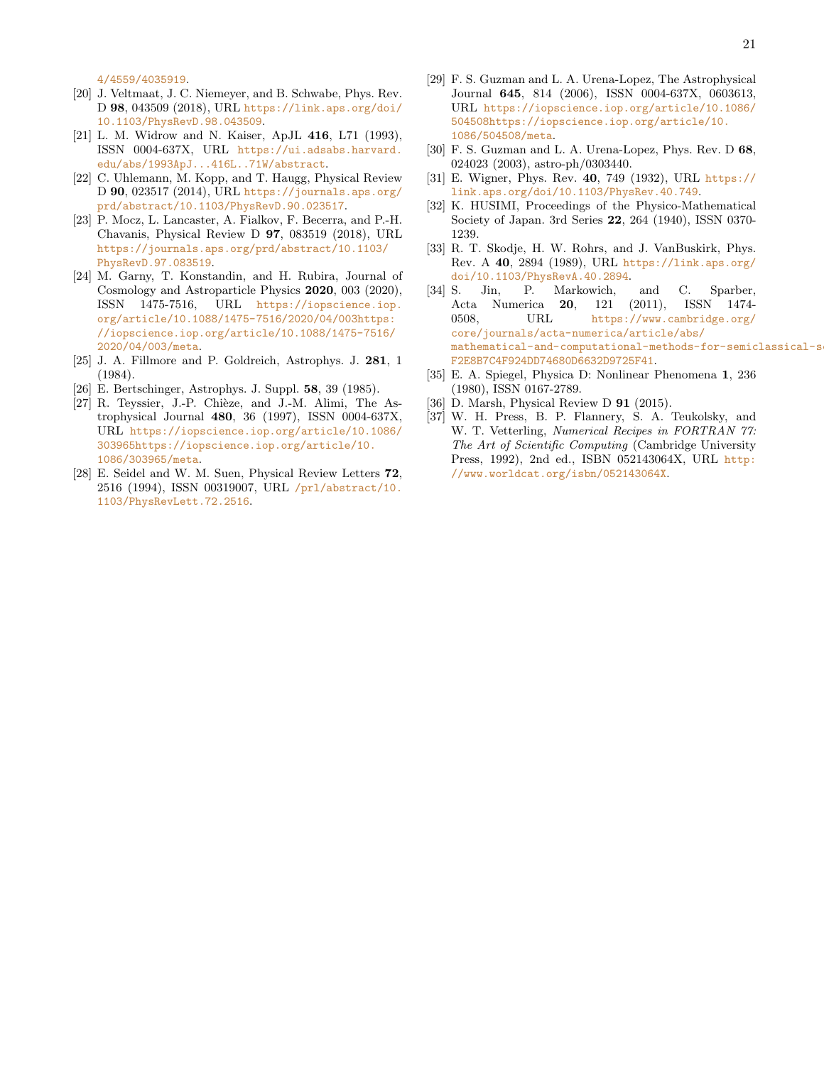4/4559/4035919.

[20] J. Veltmaat, J. C. Niemeyer, and B. Schwabe, Phys. Rev. D **98**, 043509 (2018), URL https://link.aps.org/doi/10.1103/PhysRevD.98.043509.

[21] L. M. Widrow and N. Kaiser, ApJL **416**, L71 (1993), ISSN 0004-637X, URL https://ui.adsabs.harvard.edu/abs/1993ApJ...416L..71W/abstract.

[22] C. Uhlemann, M. Kopp, and T. Haugg, Physical Review D **90**, 023517 (2014), URL https://journals.aps.org/prd/abstract/10.1103/PhysRevD.90.023517.

[23] P. Mocz, L. Lancaster, A. Fialkov, F. Becerra, and P.-H. Chavanis, Physical Review D **97**, 083519 (2018), URL https://journals.aps.org/prd/abstract/10.1103/PhysRevD.97.083519.

[24] M. Garny, T. Konstandin, and H. Rubira, Journal of Cosmology and Astroparticle Physics **2020**, 003 (2020), ISSN 1475-7516, URL https://iopscience.iop.org/article/10.1088/1475-7516/2020/04/003https://iopscience.iop.org/article/10.1088/1475-7516/2020/04/003/meta.

[25] J. A. Fillmore and P. Goldreich, Astrophys. J. **281**, 1 (1984).

[26] E. Bertschinger, Astrophys. J. Suppl. **58**, 39 (1985).

[27] R. Teyssier, J.-P. Chièze, and J.-M. Alimi, The Astrophysical Journal **480**, 36 (1997), ISSN 0004-637X, URL https://iopscience.iop.org/article/10.1086/303965https://iopscience.iop.org/article/10.1086/303965/meta.

[28] E. Seidel and W. M. Suen, Physical Review Letters **72**, 2516 (1994), ISSN 00319007, URL /prl/abstract/10.1103/PhysRevLett.72.2516.

[29] F. S. Guzman and L. A. Urena-Lopez, The Astrophysical Journal **645**, 814 (2006), ISSN 0004-637X, 0603613, URL https://iopscience.iop.org/article/10.1086/504508https://iopscience.iop.org/article/10.1086/504508/meta.

[30] F. S. Guzman and L. A. Urena-Lopez, Phys. Rev. D **68**, 024023 (2003), astro-ph/0303440.

[31] E. Wigner, Phys. Rev. **40**, 749 (1932), URL https://link.aps.org/doi/10.1103/PhysRev.40.749.

[32] K. HUSIMI, Proceedings of the Physico-Mathematical Society of Japan. 3rd Series **22**, 264 (1940), ISSN 0370-1239.

[33] R. T. Skodje, H. W. Rohrs, and J. VanBuskirk, Phys. Rev. A **40**, 2894 (1989), URL https://link.aps.org/doi/10.1103/PhysRevA.40.2894.

[34] S. Jin, P. Markowich, and C. Sparber, Acta Numerica **20**, 121 (2011), ISSN 1474-0508, URL https://www.cambridge.org/core/journals/acta-numerica/article/abs/mathematical-and-computational-methods-for-semiclassical-s F2E8B7C4F924DD74680D6632D9725F41.

[35] E. A. Spiegel, Physica D: Nonlinear Phenomena **1**, 236 (1980), ISSN 0167-2789.

[36] D. Marsh, Physical Review D **91** (2015).

[37] W. H. Press, B. P. Flannery, S. A. Teukolsky, and W. T. Vetterling, *Numerical Recipes in FORTRAN 77: The Art of Scientific Computing* (Cambridge University Press, 1992), 2nd ed., ISBN 052143064X, URL http://www.worldcat.org/isbn/052143064X.